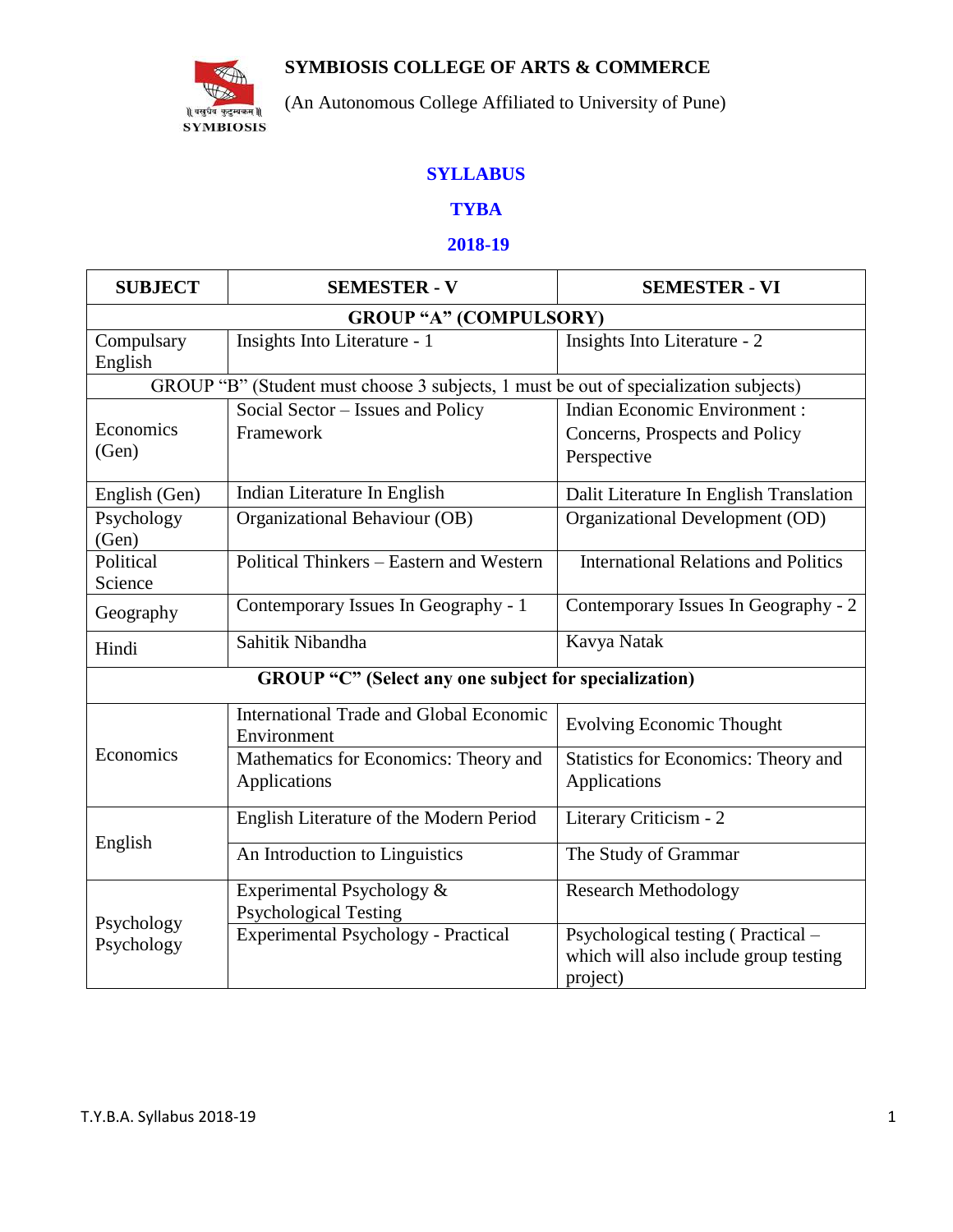# SYMBIOSIS COLLEGE OF ARTS & COMMERCE

(An Autonomous College Affiliated to University of Pune)

## SYLLABUS

## TYBA

## 2018-19

| SUBJECT | SEMESTER - V | SEMESTER - VI |
|---|---|---|
| **GROUP "A" (COMPULSORY)** | | |
| Compulsary English | Insights Into Literature - 1 | Insights Into Literature - 2 |
| GROUP "B" (Student must choose 3 subjects, 1 must be out of specialization subjects) | | |
| Economics (Gen) | Social Sector – Issues and Policy Framework | Indian Economic Environment : Concerns, Prospects and Policy Perspective |
| English (Gen) | Indian Literature In English | Dalit Literature In English Translation |
| Psychology (Gen) | Organizational Behaviour (OB) | Organizational Development (OD) |
| Political Science | Political Thinkers – Eastern and Western | International Relations and Politics |
| Geography | Contemporary Issues In Geography - 1 | Contemporary Issues In Geography - 2 |
| Hindi | Sahitik Nibandha | Kavya Natak |
| **GROUP "C" (Select any one subject for specialization)** | | |
| Economics | International Trade and Global Economic Environment | Evolving Economic Thought |
| | Mathematics for Economics: Theory and Applications | Statistics for Economics: Theory and Applications |
| English | English Literature of the Modern Period | Literary Criticism - 2 |
| | An Introduction to Linguistics | The Study of Grammar |
| Psychology Psychology | Experimental Psychology & Psychological Testing | Research Methodology |
| | Experimental Psychology - Practical | Psychological testing ( Practical – which will also include group testing project) |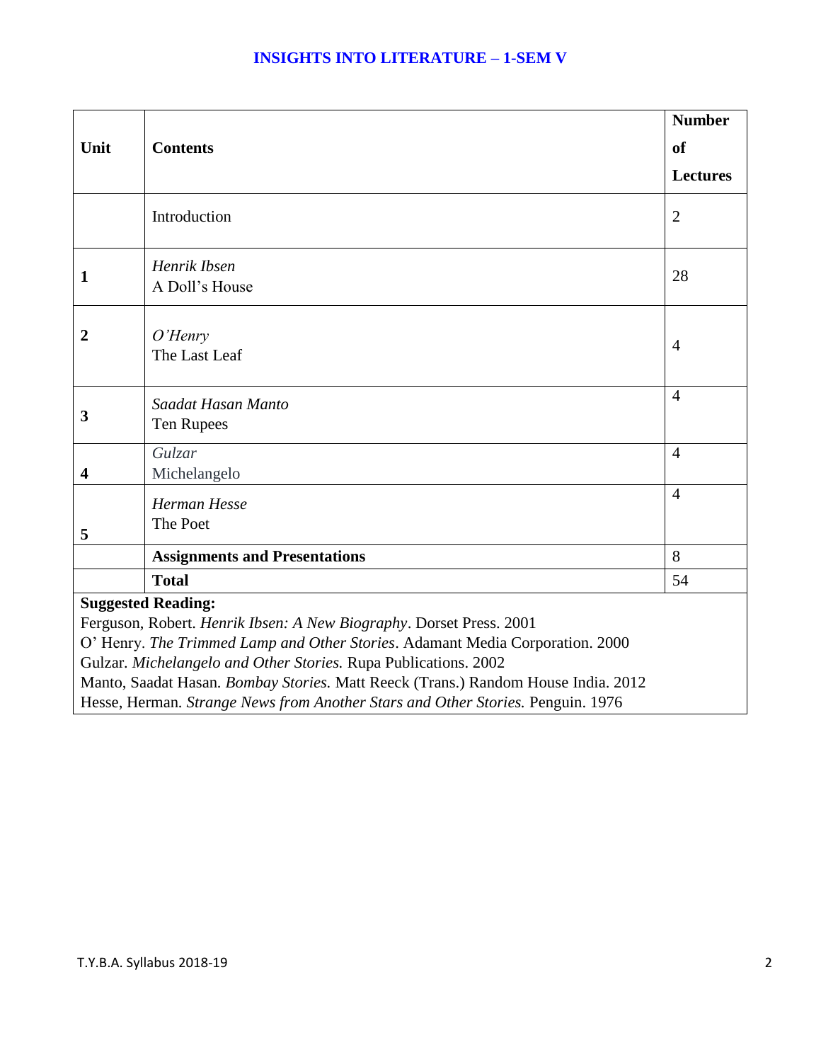## INSIGHTS INTO LITERATURE – 1-SEM V

| Unit | Contents | Number of Lectures |
|---|---|---|
| | Introduction | 2 |
| 1 | *Henrik Ibsen*<br>A Doll's House | 28 |
| 2 | *O'Henry*<br>The Last Leaf | 4 |
| 3 | *Saadat Hasan Manto*<br>Ten Rupees | 4 |
| 4 | *Gulzar*<br>Michelangelo | 4 |
| 5 | *Herman Hesse*<br>The Poet | 4 |
| | **Assignments and Presentations** | 8 |
| | **Total** | 54 |

**Suggested Reading:**

Ferguson, Robert. *Henrik Ibsen: A New Biography*. Dorset Press. 2001

O' Henry. *The Trimmed Lamp and Other Stories*. Adamant Media Corporation. 2000

Gulzar. *Michelangelo and Other Stories.* Rupa Publications. 2002

Manto, Saadat Hasan. *Bombay Stories.* Matt Reeck (Trans.) Random House India. 2012

Hesse, Herman. *Strange News from Another Stars and Other Stories.* Penguin. 1976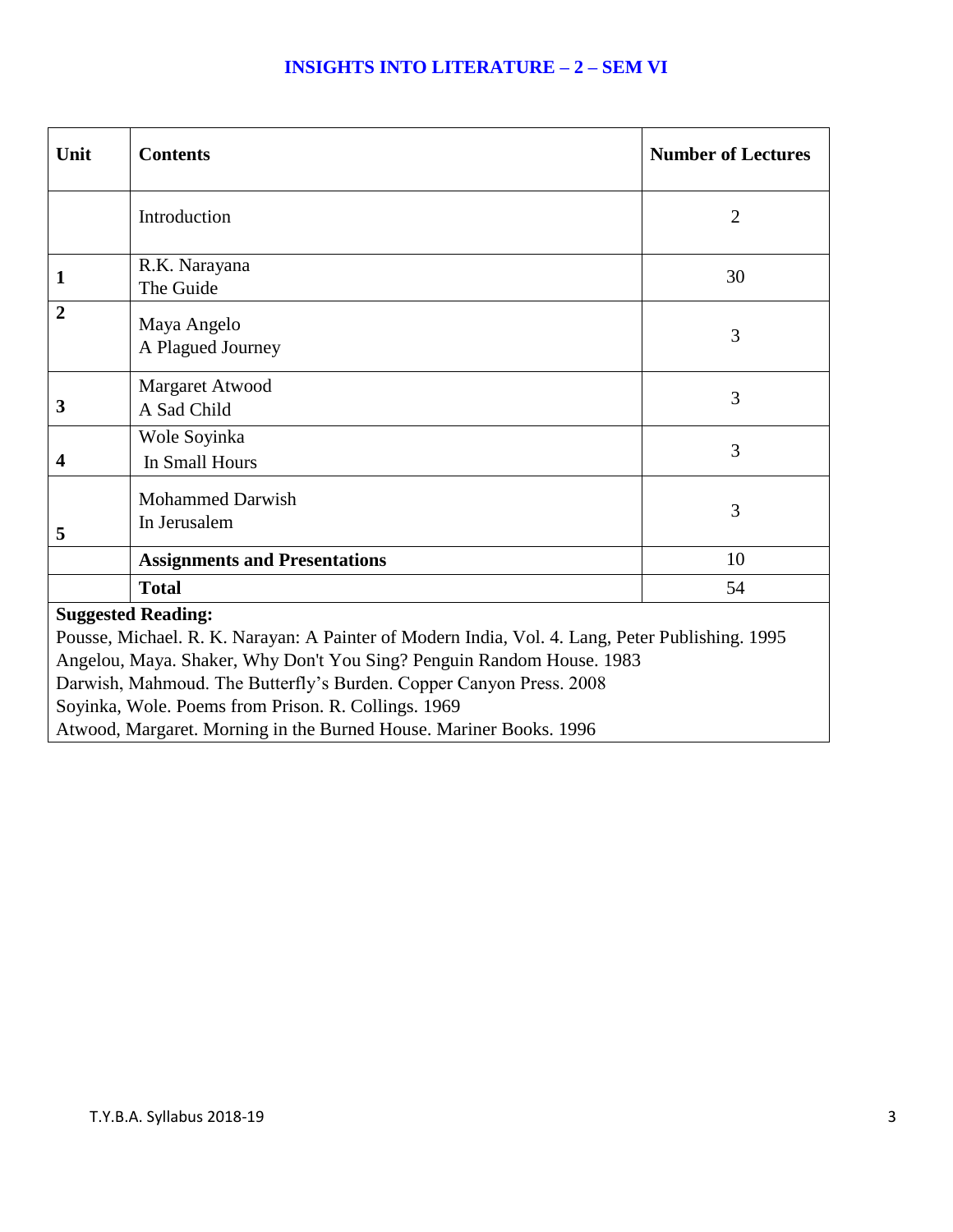## INSIGHTS INTO LITERATURE – 2 – SEM VI

| Unit | Contents | Number of Lectures |
|---|---|---|
| | Introduction | 2 |
| 1 | R.K. Narayana<br>The Guide | 30 |
| 2 | Maya Angelo<br>A Plagued Journey | 3 |
| 3 | Margaret Atwood<br>A Sad Child | 3 |
| 4 | Wole Soyinka<br>In Small Hours | 3 |
| 5 | Mohammed Darwish<br>In Jerusalem | 3 |
| | **Assignments and Presentations** | 10 |
| | **Total** | 54 |

**Suggested Reading:**

Pousse, Michael. R. K. Narayan: A Painter of Modern India, Vol. 4. Lang, Peter Publishing. 1995

Angelou, Maya. Shaker, Why Don't You Sing? Penguin Random House. 1983

Darwish, Mahmoud. The Butterfly's Burden. Copper Canyon Press. 2008

Soyinka, Wole. Poems from Prison. R. Collings. 1969

Atwood, Margaret. Morning in the Burned House. Mariner Books. 1996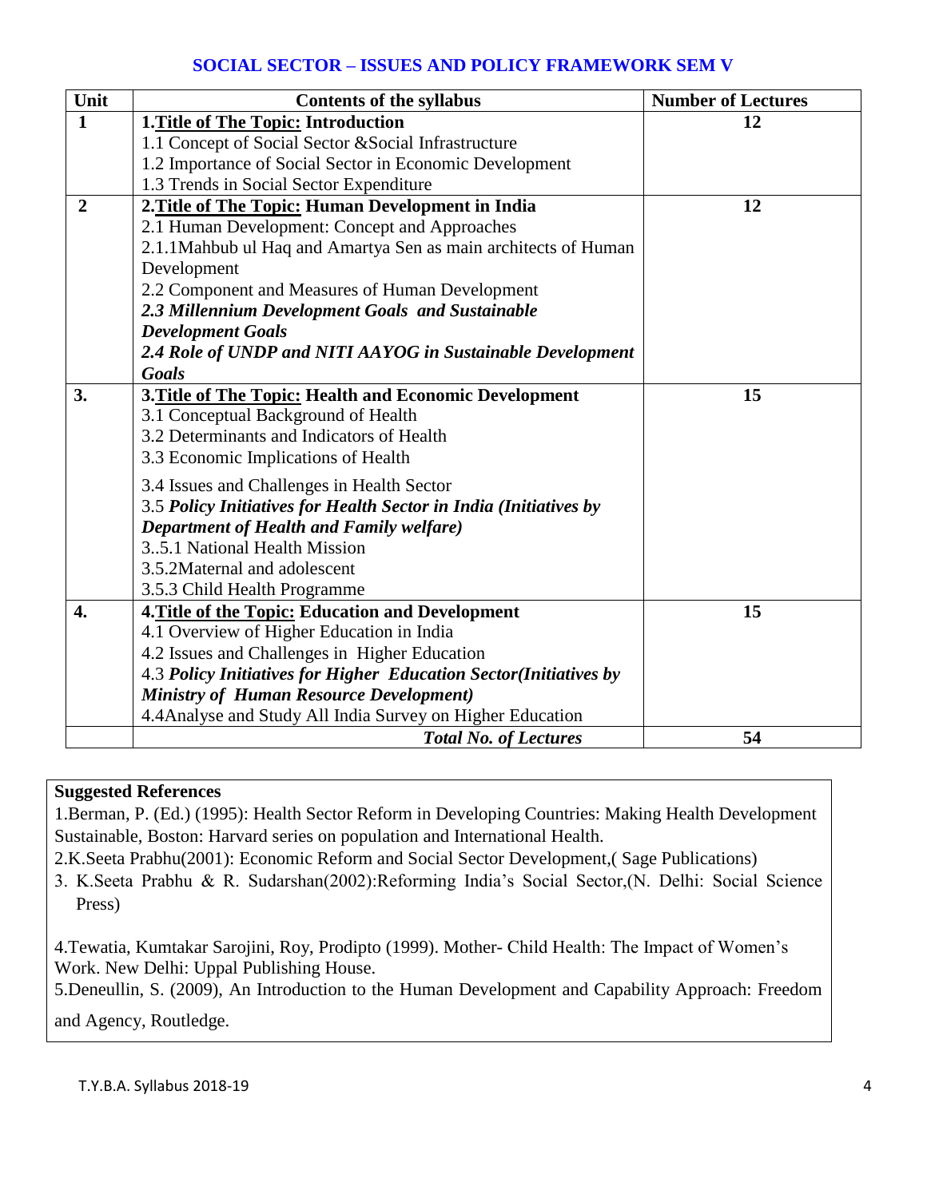## SOCIAL SECTOR – ISSUES AND POLICY FRAMEWORK SEM V

| Unit | Contents of the syllabus | Number of Lectures |
|---|---|---|
| **1** | **1.Title of The Topic: Introduction**<br>1.1 Concept of Social Sector &Social Infrastructure<br>1.2 Importance of Social Sector in Economic Development<br>1.3 Trends in Social Sector Expenditure | **12** |
| **2** | **2.Title of The Topic: Human Development in India**<br>2.1 Human Development: Concept and Approaches<br>2.1.1Mahbub ul Haq and Amartya Sen as main architects of Human Development<br>2.2 Component and Measures of Human Development<br>***2.3 Millennium Development Goals and Sustainable Development Goals***<br>***2.4 Role of UNDP and NITI AAYOG in Sustainable Development Goals*** | **12** |
| **3.** | **3.Title of The Topic: Health and Economic Development**<br>3.1 Conceptual Background of Health<br>3.2 Determinants and Indicators of Health<br>3.3 Economic Implications of Health<br>3.4 Issues and Challenges in Health Sector<br>3.5 ***Policy Initiatives for Health Sector in India (Initiatives by Department of Health and Family welfare)***<br>3..5.1 National Health Mission<br>3.5.2Maternal and adolescent<br>3.5.3 Child Health Programme | **15** |
| **4.** | **4.Title of the Topic: Education and Development**<br>4.1 Overview of Higher Education in India<br>4.2 Issues and Challenges in Higher Education<br>4.3 ***Policy Initiatives for Higher Education Sector(Initiatives by Ministry of Human Resource Development)***<br>4.4Analyse and Study All India Survey on Higher Education | **15** |
| | ***Total No. of Lectures*** | **54** |

**Suggested References**

1.Berman, P. (Ed.) (1995): Health Sector Reform in Developing Countries: Making Health Development Sustainable, Boston: Harvard series on population and International Health.

2.K.Seeta Prabhu(2001): Economic Reform and Social Sector Development,( Sage Publications)

3. K.Seeta Prabhu & R. Sudarshan(2002):Reforming India's Social Sector,(N. Delhi: Social Science Press)

4.Tewatia, Kumtakar Sarojini, Roy, Prodipto (1999). Mother- Child Health: The Impact of Women's Work. New Delhi: Uppal Publishing House.

5.Deneullin, S. (2009), An Introduction to the Human Development and Capability Approach: Freedom and Agency, Routledge.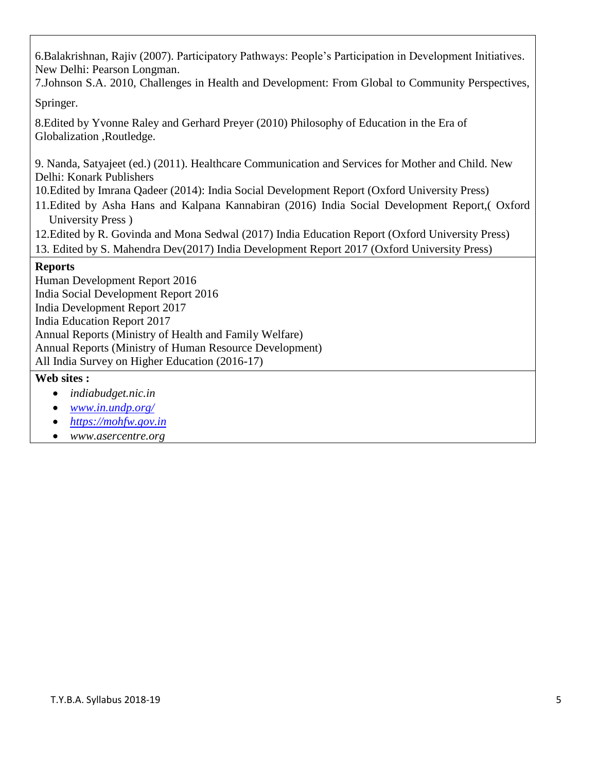6.Balakrishnan, Rajiv (2007). Participatory Pathways: People's Participation in Development Initiatives. New Delhi: Pearson Longman.

7.Johnson S.A. 2010, Challenges in Health and Development: From Global to Community Perspectives, Springer.

8.Edited by Yvonne Raley and Gerhard Preyer (2010) Philosophy of Education in the Era of Globalization ,Routledge.

9. Nanda, Satyajeet (ed.) (2011). Healthcare Communication and Services for Mother and Child. New Delhi: Konark Publishers

10.Edited by Imrana Qadeer (2014): India Social Development Report (Oxford University Press)

11.Edited by Asha Hans and Kalpana Kannabiran (2016) India Social Development Report,( Oxford University Press )

12.Edited by R. Govinda and Mona Sedwal (2017) India Education Report (Oxford University Press)

13. Edited by S. Mahendra Dev(2017) India Development Report 2017 (Oxford University Press)

**Reports**

Human Development Report 2016
India Social Development Report 2016
India Development Report 2017
India Education Report 2017
Annual Reports (Ministry of Health and Family Welfare)
Annual Reports (Ministry of Human Resource Development)
All India Survey on Higher Education (2016-17)

**Web sites :**

- *indiabudget.nic.in*
- *www.in.undp.org/*
- *https://mohfw.gov.in*
- *www.asercentre.org*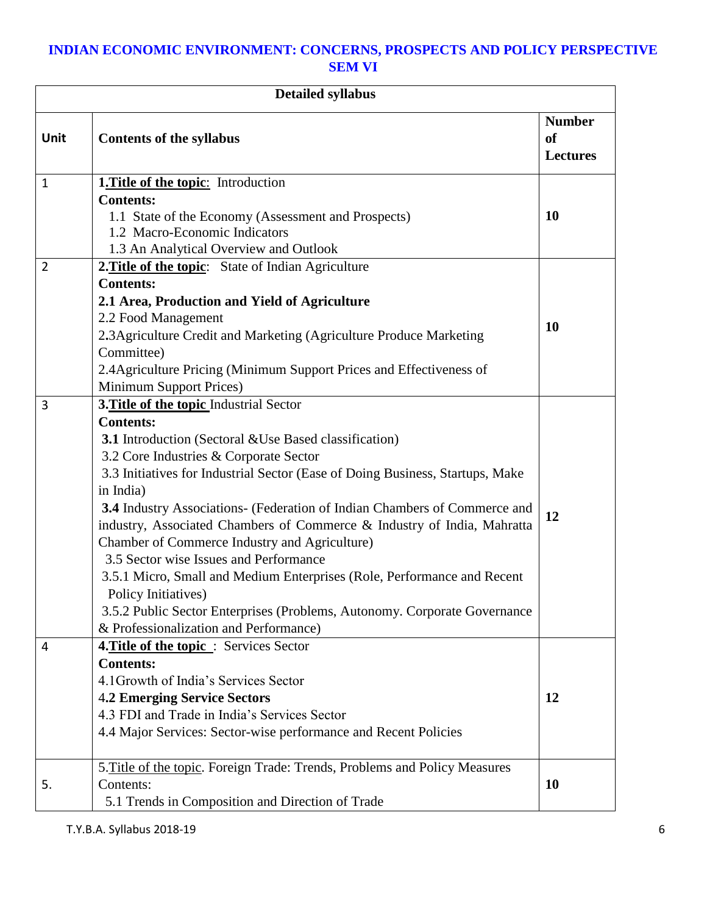# INDIAN ECONOMIC ENVIRONMENT: CONCERNS, PROSPECTS AND POLICY PERSPECTIVE SEM VI

| Detailed syllabus | | |
|---|---|---|
| **Unit** | **Contents of the syllabus** | **Number of Lectures** |
| 1 | **1.Title of the topic**: Introduction<br>**Contents:**<br>1.1 State of the Economy (Assessment and Prospects)<br>1.2 Macro-Economic Indicators<br>1.3 An Analytical Overview and Outlook | **10** |
| 2 | **2.Title of the topic**: State of Indian Agriculture<br>**Contents:**<br>**2.1 Area, Production and Yield of Agriculture**<br>2.2 Food Management<br>2.3Agriculture Credit and Marketing (Agriculture Produce Marketing Committee)<br>2.4Agriculture Pricing (Minimum Support Prices and Effectiveness of Minimum Support Prices) | **10** |
| 3 | **3.Title of the topic** Industrial Sector<br>**Contents:**<br>**3.1** Introduction (Sectoral &Use Based classification)<br>3.2 Core Industries & Corporate Sector<br>3.3 Initiatives for Industrial Sector (Ease of Doing Business, Startups, Make in India)<br>**3.4** Industry Associations- (Federation of Indian Chambers of Commerce and industry, Associated Chambers of Commerce & Industry of India, Mahratta Chamber of Commerce Industry and Agriculture)<br>3.5 Sector wise Issues and Performance<br>3.5.1 Micro, Small and Medium Enterprises (Role, Performance and Recent Policy Initiatives)<br>3.5.2 Public Sector Enterprises (Problems, Autonomy. Corporate Governance & Professionalization and Performance) | **12** |
| 4 | **4.Title of the topic** : Services Sector<br>**Contents:**<br>4.1Growth of India's Services Sector<br>**4.2 Emerging Service Sectors**<br>4.3 FDI and Trade in India's Services Sector<br>4.4 Major Services: Sector-wise performance and Recent Policies | **12** |
| 5. | 5.Title of the topic. Foreign Trade: Trends, Problems and Policy Measures<br>Contents:<br>5.1 Trends in Composition and Direction of Trade | **10** |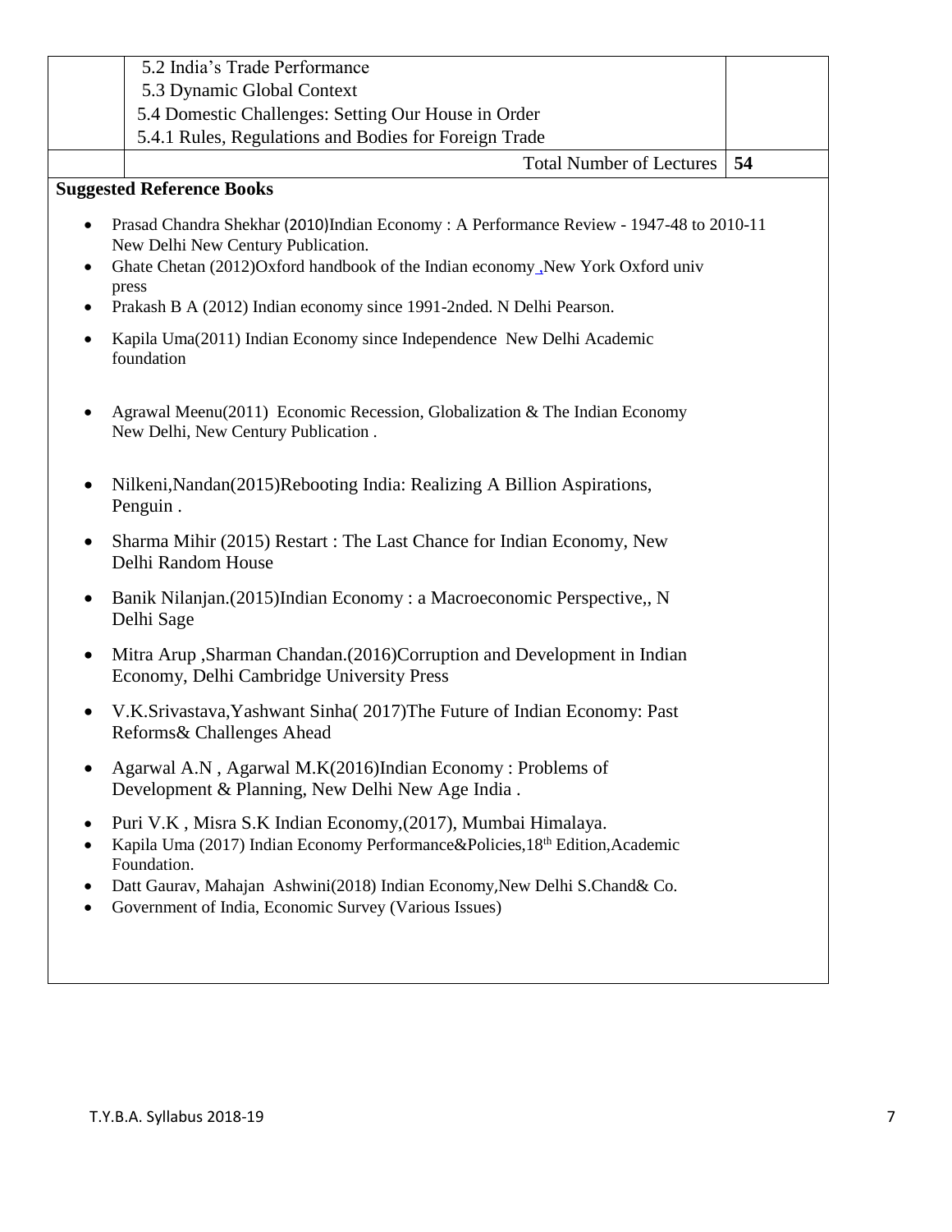| | | |
|---|---|---|
| | 5.2 India's Trade Performance<br>5.3 Dynamic Global Context<br>5.4 Domestic Challenges: Setting Our House in Order<br>5.4.1 Rules, Regulations and Bodies for Foreign Trade | |
| | Total Number of Lectures | **54** |

**Suggested Reference Books**

- Prasad Chandra Shekhar (2010)Indian Economy : A Performance Review - 1947-48 to 2010-11 New Delhi New Century Publication.
- Ghate Chetan (2012)Oxford handbook of the Indian economy ,New York Oxford univ press
- Prakash B A (2012) Indian economy since 1991-2nded. N Delhi Pearson.
- Kapila Uma(2011) Indian Economy since Independence New Delhi Academic foundation
- Agrawal Meenu(2011) Economic Recession, Globalization & The Indian Economy New Delhi, New Century Publication .
- Nilkeni,Nandan(2015)Rebooting India: Realizing A Billion Aspirations, Penguin .
- Sharma Mihir (2015) Restart : The Last Chance for Indian Economy, New Delhi Random House
- Banik Nilanjan.(2015)Indian Economy : a Macroeconomic Perspective,, N Delhi Sage
- Mitra Arup ,Sharman Chandan.(2016)Corruption and Development in Indian Economy, Delhi Cambridge University Press
- V.K.Srivastava,Yashwant Sinha( 2017)The Future of Indian Economy: Past Reforms& Challenges Ahead
- Agarwal A.N , Agarwal M.K(2016)Indian Economy : Problems of Development & Planning, New Delhi New Age India .
- Puri V.K , Misra S.K Indian Economy,(2017), Mumbai Himalaya.
- Kapila Uma (2017) Indian Economy Performance&Policies,18th Edition,Academic Foundation.
- Datt Gaurav, Mahajan Ashwini(2018) Indian Economy,New Delhi S.Chand& Co.
- Government of India, Economic Survey (Various Issues)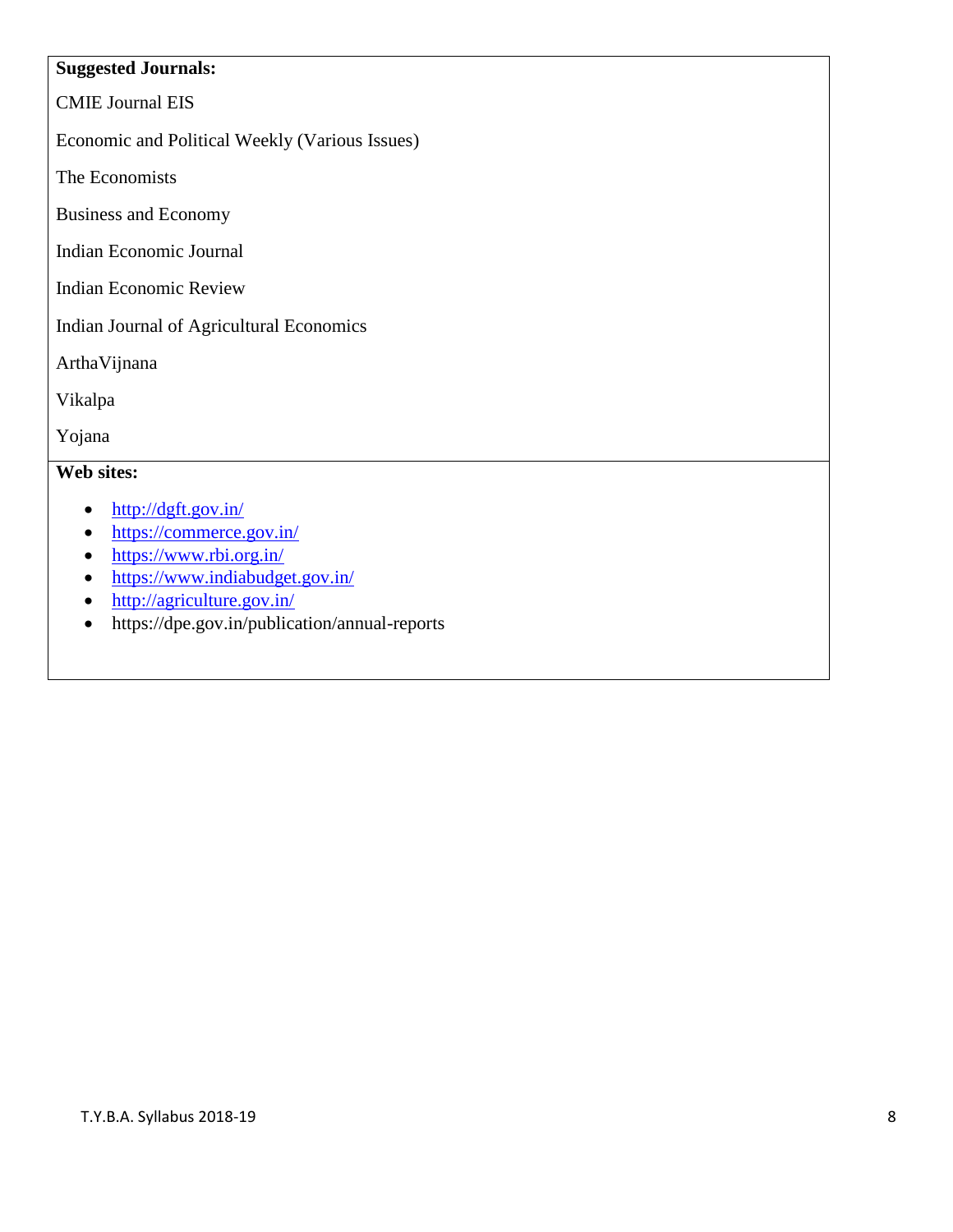**Suggested Journals:**

CMIE Journal EIS

Economic and Political Weekly (Various Issues)

The Economists

Business and Economy

Indian Economic Journal

Indian Economic Review

Indian Journal of Agricultural Economics

ArthaVijnana

Vikalpa

Yojana

**Web sites:**

- http://dgft.gov.in/
- https://commerce.gov.in/
- https://www.rbi.org.in/
- https://www.indiabudget.gov.in/
- http://agriculture.gov.in/
- https://dpe.gov.in/publication/annual-reports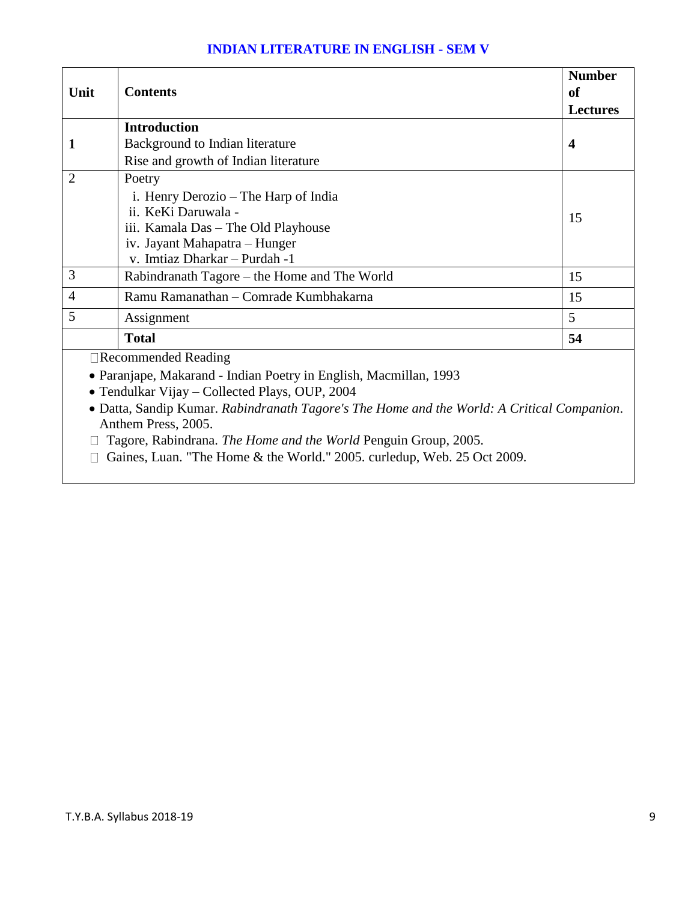## INDIAN LITERATURE IN ENGLISH - SEM V

| Unit | Contents | Number of Lectures |
|---|---|---|
| **1** | **Introduction**<br>Background to Indian literature<br>Rise and growth of Indian literature | **4** |
| 2 | Poetry<br>i. Henry Derozio – The Harp of India<br>ii. KeKi Daruwala -<br>iii. Kamala Das – The Old Playhouse<br>iv. Jayant Mahapatra – Hunger<br>v. Imtiaz Dharkar – Purdah -1 | 15 |
| 3 | Rabindranath Tagore – the Home and The World | 15 |
| 4 | Ramu Ramanathan – Comrade Kumbhakarna | 15 |
| 5 | Assignment | 5 |
| | **Total** | **54** |

Recommended Reading

- Paranjape, Makarand - Indian Poetry in English, Macmillan, 1993
- Tendulkar Vijay – Collected Plays, OUP, 2004
- Datta, Sandip Kumar. *Rabindranath Tagore's The Home and the World: A Critical Companion*. Anthem Press, 2005.
- Tagore, Rabindrana. *The Home and the World* Penguin Group, 2005.
- Gaines, Luan. "The Home & the World." 2005. curledup, Web. 25 Oct 2009.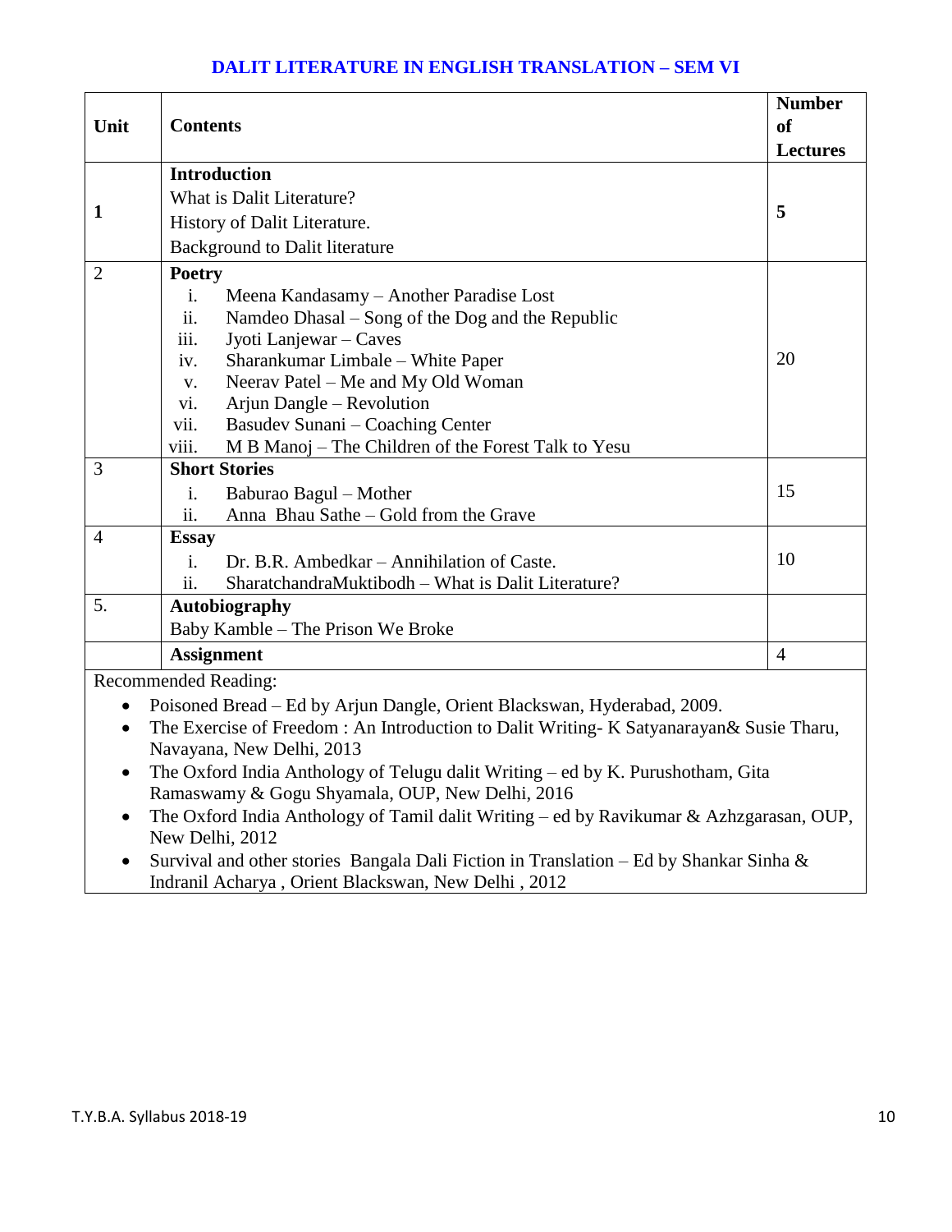## DALIT LITERATURE IN ENGLISH TRANSLATION – SEM VI

| Unit | Contents | Number of Lectures |
|---|---|---|
| **1** | **Introduction**<br>What is Dalit Literature?<br>History of Dalit Literature.<br>Background to Dalit literature | **5** |
| 2 | **Poetry**<br>i. Meena Kandasamy – Another Paradise Lost<br>ii. Namdeo Dhasal – Song of the Dog and the Republic<br>iii. Jyoti Lanjewar – Caves<br>iv. Sharankumar Limbale – White Paper<br>v. Neerav Patel – Me and My Old Woman<br>vi. Arjun Dangle – Revolution<br>vii. Basudev Sunani – Coaching Center<br>viii. M B Manoj – The Children of the Forest Talk to Yesu | 20 |
| 3 | **Short Stories**<br>i. Baburao Bagul – Mother<br>ii. Anna Bhau Sathe – Gold from the Grave | 15 |
| 4 | **Essay**<br>i. Dr. B.R. Ambedkar – Annihilation of Caste.<br>ii. SharatchandraMuktibodh – What is Dalit Literature? | 10 |
| 5. | **Autobiography**<br>Baby Kamble – The Prison We Broke | |
| | **Assignment** | 4 |

Recommended Reading:

- Poisoned Bread – Ed by Arjun Dangle, Orient Blackswan, Hyderabad, 2009.
- The Exercise of Freedom : An Introduction to Dalit Writing- K Satyanarayan& Susie Tharu, Navayana, New Delhi, 2013
- The Oxford India Anthology of Telugu dalit Writing – ed by K. Purushotham, Gita Ramaswamy & Gogu Shyamala, OUP, New Delhi, 2016
- The Oxford India Anthology of Tamil dalit Writing – ed by Ravikumar & Azhzgarasan, OUP, New Delhi, 2012
- Survival and other stories Bangala Dali Fiction in Translation – Ed by Shankar Sinha & Indranil Acharya , Orient Blackswan, New Delhi , 2012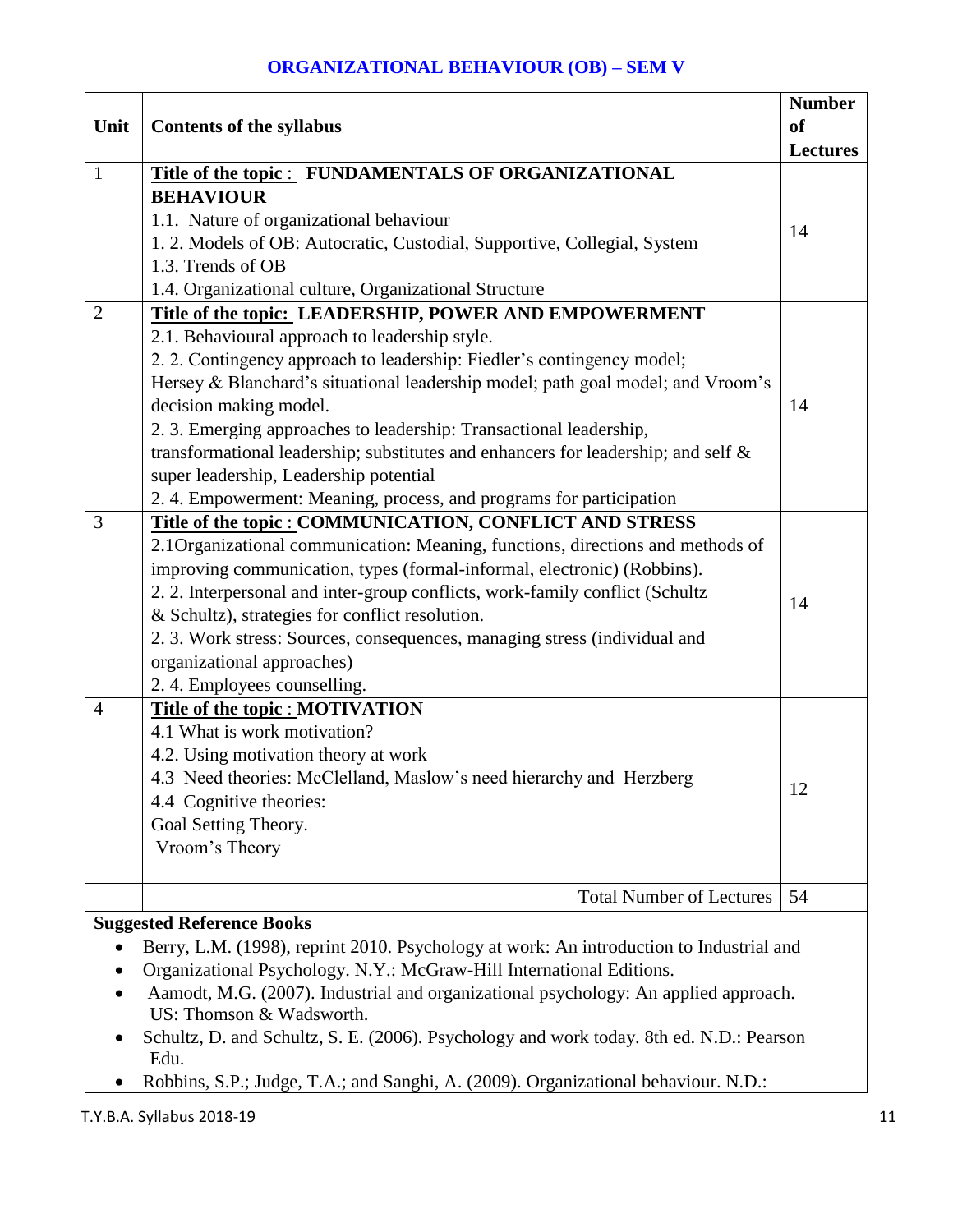# ORGANIZATIONAL BEHAVIOUR (OB) – SEM V

| Unit | Contents of the syllabus | Number of Lectures |
|---|---|---|
| 1 | **Title of the topic : FUNDAMENTALS OF ORGANIZATIONAL BEHAVIOUR**<br>1.1. Nature of organizational behaviour<br>1. 2. Models of OB: Autocratic, Custodial, Supportive, Collegial, System<br>1.3. Trends of OB<br>1.4. Organizational culture, Organizational Structure | 14 |
| 2 | **Title of the topic: LEADERSHIP, POWER AND EMPOWERMENT**<br>2.1. Behavioural approach to leadership style.<br>2. 2. Contingency approach to leadership: Fiedler's contingency model; Hersey & Blanchard's situational leadership model; path goal model; and Vroom's decision making model.<br>2. 3. Emerging approaches to leadership: Transactional leadership, transformational leadership; substitutes and enhancers for leadership; and self & super leadership, Leadership potential<br>2. 4. Empowerment: Meaning, process, and programs for participation | 14 |
| 3 | **Title of the topic : COMMUNICATION, CONFLICT AND STRESS**<br>2.1Organizational communication: Meaning, functions, directions and methods of improving communication, types (formal-informal, electronic) (Robbins).<br>2. 2. Interpersonal and inter-group conflicts, work-family conflict (Schultz & Schultz), strategies for conflict resolution.<br>2. 3. Work stress: Sources, consequences, managing stress (individual and organizational approaches)<br>2. 4. Employees counselling. | 14 |
| 4 | **Title of the topic : MOTIVATION**<br>4.1 What is work motivation?<br>4.2. Using motivation theory at work<br>4.3 Need theories: McClelland, Maslow's need hierarchy and Herzberg<br>4.4 Cognitive theories:<br>Goal Setting Theory.<br>Vroom's Theory | 12 |
| | Total Number of Lectures | 54 |

**Suggested Reference Books**

- Berry, L.M. (1998), reprint 2010. Psychology at work: An introduction to Industrial and
- Organizational Psychology. N.Y.: McGraw-Hill International Editions.
- Aamodt, M.G. (2007). Industrial and organizational psychology: An applied approach. US: Thomson & Wadsworth.
- Schultz, D. and Schultz, S. E. (2006). Psychology and work today. 8th ed. N.D.: Pearson Edu.
- Robbins, S.P.; Judge, T.A.; and Sanghi, A. (2009). Organizational behaviour. N.D.: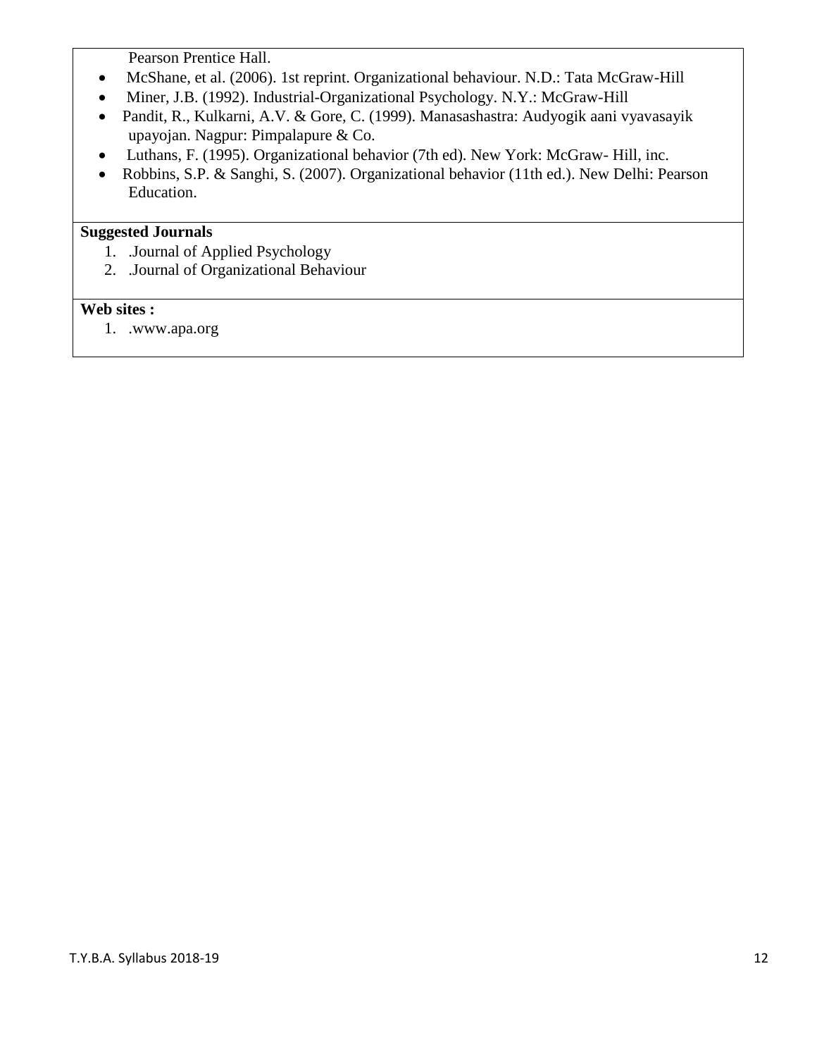Pearson Prentice Hall.

- McShane, et al. (2006). 1st reprint. Organizational behaviour. N.D.: Tata McGraw-Hill
- Miner, J.B. (1992). Industrial-Organizational Psychology. N.Y.: McGraw-Hill
- Pandit, R., Kulkarni, A.V. & Gore, C. (1999). Manasashastra: Audyogik aani vyavasayik upayojan. Nagpur: Pimpalapure & Co.
- Luthans, F. (1995). Organizational behavior (7th ed). New York: McGraw- Hill, inc.
- Robbins, S.P. & Sanghi, S. (2007). Organizational behavior (11th ed.). New Delhi: Pearson Education.

**Suggested Journals**

1. .Journal of Applied Psychology
2. .Journal of Organizational Behaviour

**Web sites :**

1. .www.apa.org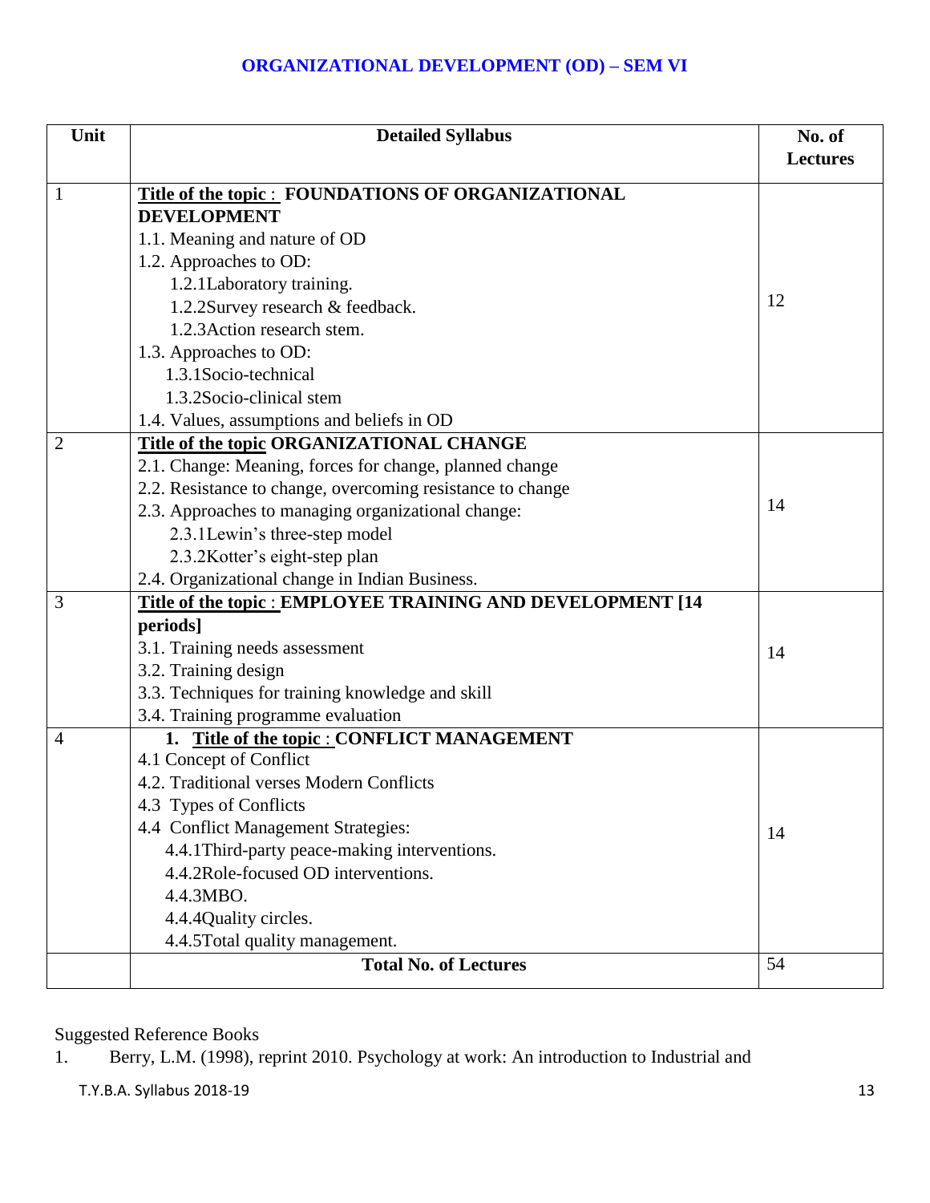# ORGANIZATIONAL DEVELOPMENT (OD) – SEM VI

| Unit | Detailed Syllabus | No. of Lectures |
|---|---|---|
| 1 | **Title of the topic : FOUNDATIONS OF ORGANIZATIONAL DEVELOPMENT**<br>1.1. Meaning and nature of OD<br>1.2. Approaches to OD:<br>1.2.1Laboratory training.<br>1.2.2Survey research & feedback.<br>1.2.3Action research stem.<br>1.3. Approaches to OD:<br>1.3.1Socio-technical<br>1.3.2Socio-clinical stem<br>1.4. Values, assumptions and beliefs in OD | 12 |
| 2 | **Title of the topic ORGANIZATIONAL CHANGE**<br>2.1. Change: Meaning, forces for change, planned change<br>2.2. Resistance to change, overcoming resistance to change<br>2.3. Approaches to managing organizational change:<br>2.3.1Lewin's three-step model<br>2.3.2Kotter's eight-step plan<br>2.4. Organizational change in Indian Business. | 14 |
| 3 | **Title of the topic : EMPLOYEE TRAINING AND DEVELOPMENT [14 periods]**<br>3.1. Training needs assessment<br>3.2. Training design<br>3.3. Techniques for training knowledge and skill<br>3.4. Training programme evaluation | 14 |
| 4 | **1. Title of the topic : CONFLICT MANAGEMENT**<br>4.1 Concept of Conflict<br>4.2. Traditional verses Modern Conflicts<br>4.3 Types of Conflicts<br>4.4 Conflict Management Strategies:<br>4.4.1Third-party peace-making interventions.<br>4.4.2Role-focused OD interventions.<br>4.4.3MBO.<br>4.4.4Quality circles.<br>4.4.5Total quality management. | 14 |
| | **Total No. of Lectures** | 54 |

Suggested Reference Books

1. Berry, L.M. (1998), reprint 2010. Psychology at work: An introduction to Industrial and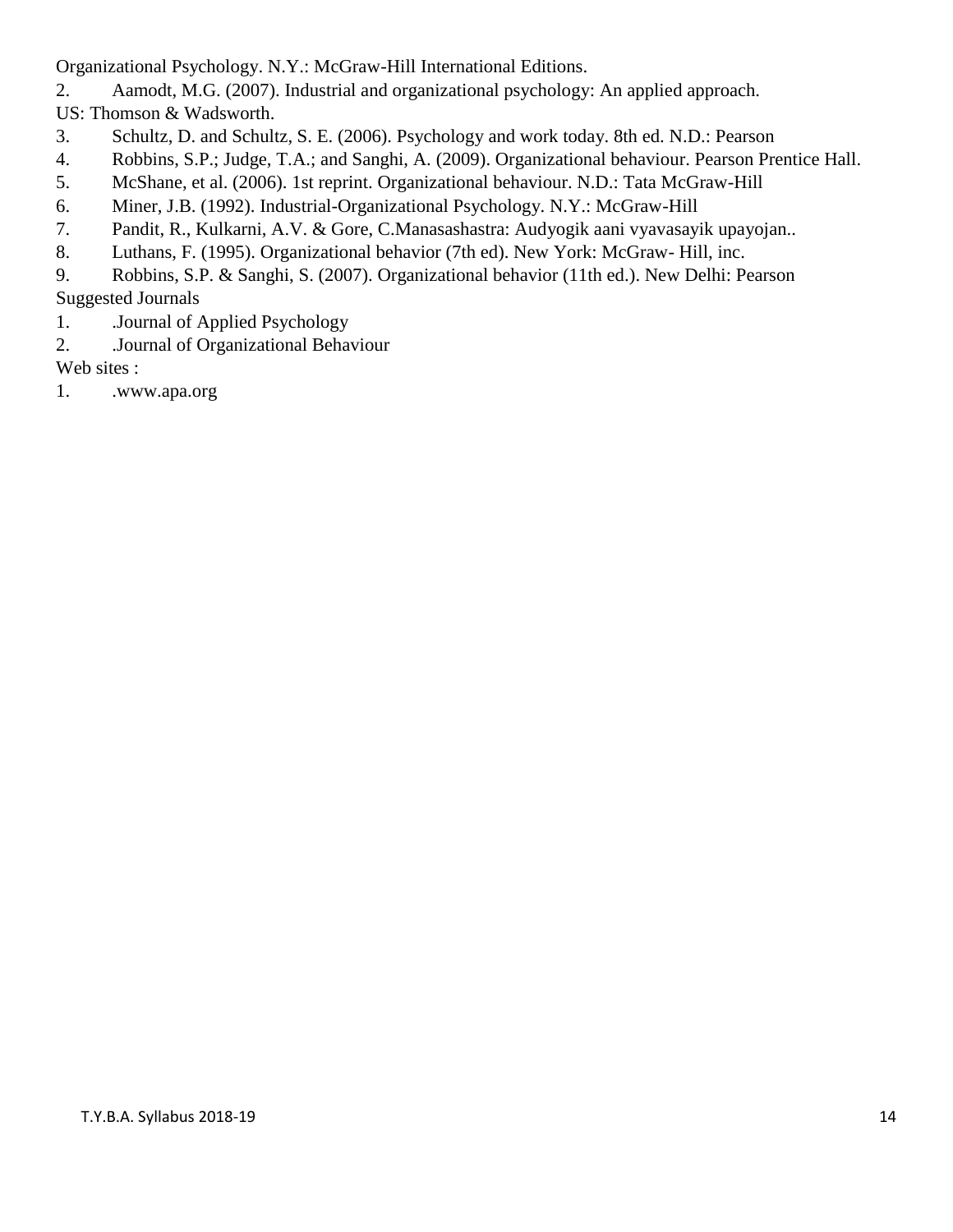Organizational Psychology. N.Y.: McGraw-Hill International Editions.

2. Aamodt, M.G. (2007). Industrial and organizational psychology: An applied approach. US: Thomson & Wadsworth.
3. Schultz, D. and Schultz, S. E. (2006). Psychology and work today. 8th ed. N.D.: Pearson
4. Robbins, S.P.; Judge, T.A.; and Sanghi, A. (2009). Organizational behaviour. Pearson Prentice Hall.
5. McShane, et al. (2006). 1st reprint. Organizational behaviour. N.D.: Tata McGraw-Hill
6. Miner, J.B. (1992). Industrial-Organizational Psychology. N.Y.: McGraw-Hill
7. Pandit, R., Kulkarni, A.V. & Gore, C.Manasashastra: Audyogik aani vyavasayik upayojan..
8. Luthans, F. (1995). Organizational behavior (7th ed). New York: McGraw- Hill, inc.
9. Robbins, S.P. & Sanghi, S. (2007). Organizational behavior (11th ed.). New Delhi: Pearson

Suggested Journals

1. .Journal of Applied Psychology
2. .Journal of Organizational Behaviour

Web sites :

1. .www.apa.org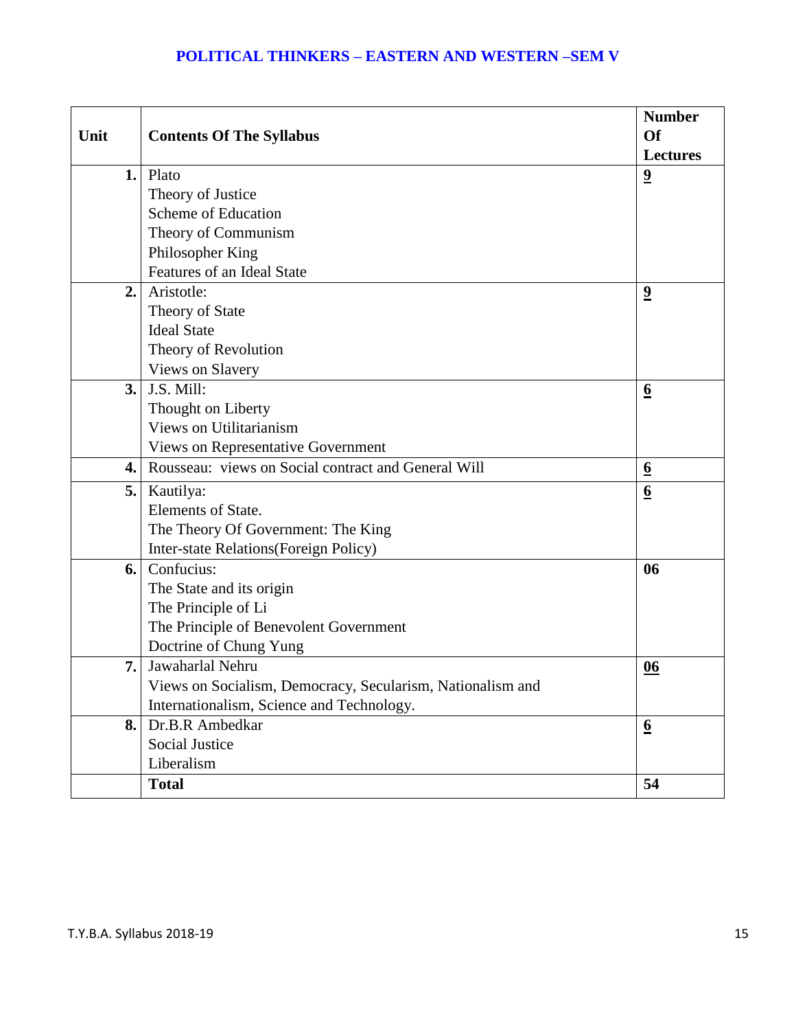## POLITICAL THINKERS – EASTERN AND WESTERN –SEM V

| Unit | Contents Of The Syllabus | Number Of Lectures |
|---|---|---|
| 1. | Plato<br>Theory of Justice<br>Scheme of Education<br>Theory of Communism<br>Philosopher King<br>Features of an Ideal State | 9 |
| 2. | Aristotle:<br>Theory of State<br>Ideal State<br>Theory of Revolution<br>Views on Slavery | 9 |
| 3. | J.S. Mill:<br>Thought on Liberty<br>Views on Utilitarianism<br>Views on Representative Government | 6 |
| 4. | Rousseau: views on Social contract and General Will | 6 |
| 5. | Kautilya:<br>Elements of State.<br>The Theory Of Government: The King<br>Inter-state Relations(Foreign Policy) | 6 |
| 6. | Confucius:<br>The State and its origin<br>The Principle of Li<br>The Principle of Benevolent Government<br>Doctrine of Chung Yung | 06 |
| 7. | Jawaharlal Nehru<br>Views on Socialism, Democracy, Secularism, Nationalism and Internationalism, Science and Technology. | 06 |
| 8. | Dr.B.R Ambedkar<br>Social Justice<br>Liberalism | 6 |
| | **Total** | **54** |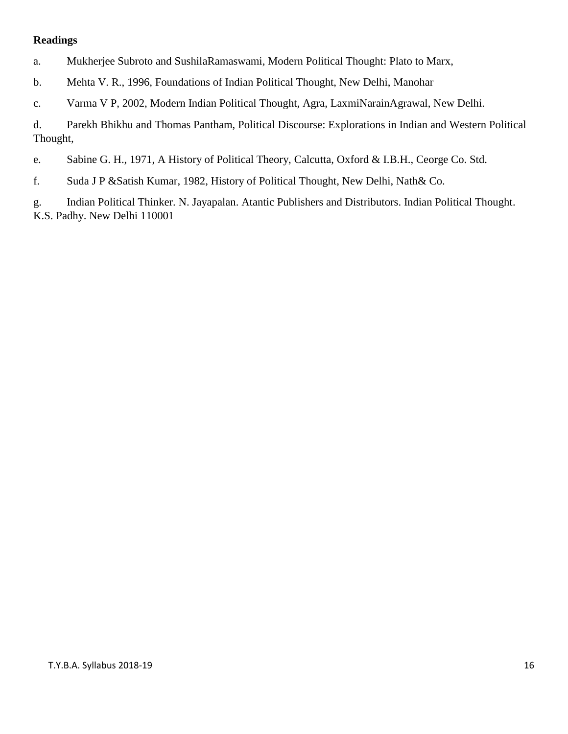**Readings**

a. Mukherjee Subroto and SushilaRamaswami, Modern Political Thought: Plato to Marx,

b. Mehta V. R., 1996, Foundations of Indian Political Thought, New Delhi, Manohar

c. Varma V P, 2002, Modern Indian Political Thought, Agra, LaxmiNarainAgrawal, New Delhi.

d. Parekh Bhikhu and Thomas Pantham, Political Discourse: Explorations in Indian and Western Political Thought,

e. Sabine G. H., 1971, A History of Political Theory, Calcutta, Oxford & I.B.H., Ceorge Co. Std.

f. Suda J P &Satish Kumar, 1982, History of Political Thought, New Delhi, Nath& Co.

g. Indian Political Thinker. N. Jayapalan. Atantic Publishers and Distributors. Indian Political Thought. K.S. Padhy. New Delhi 110001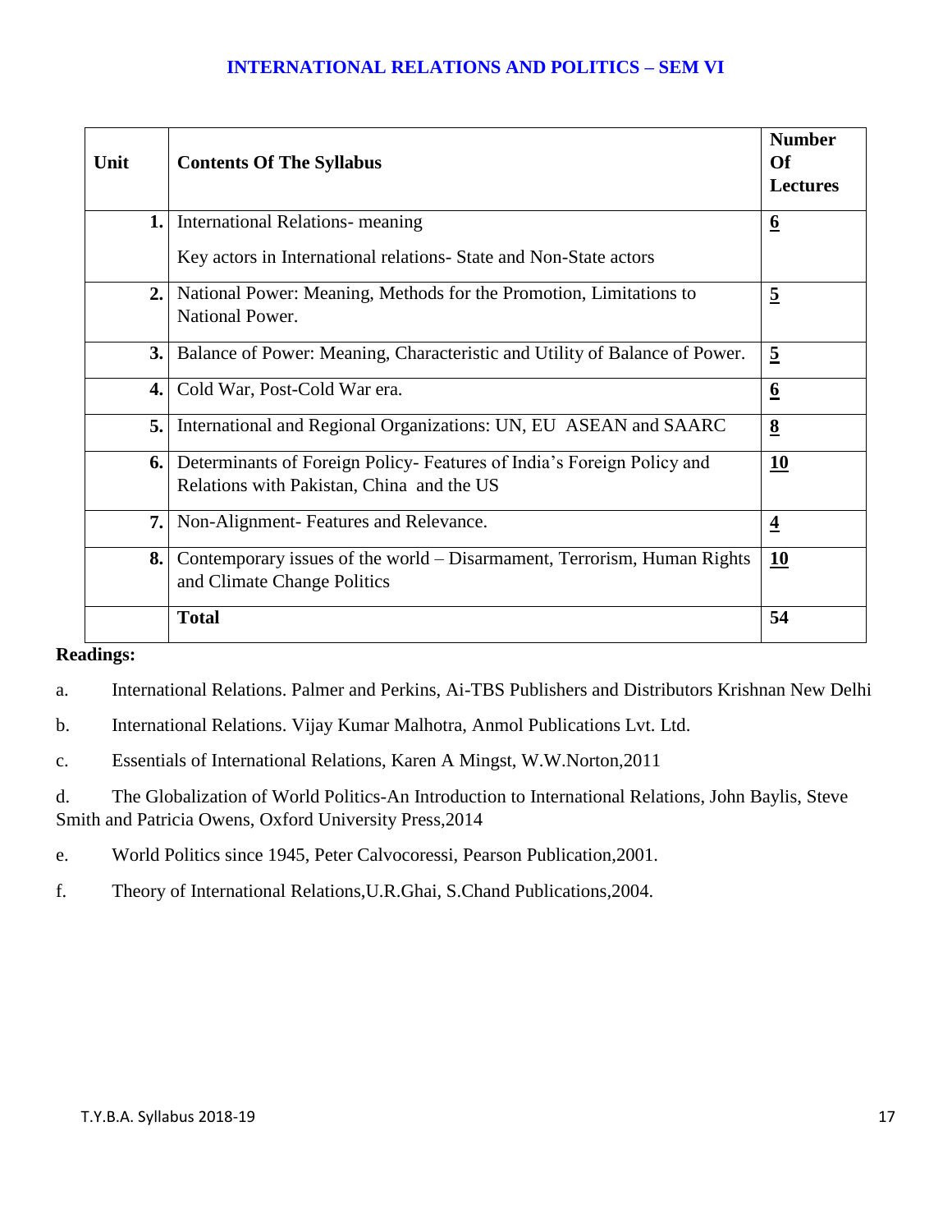# INTERNATIONAL RELATIONS AND POLITICS – SEM VI

| Unit | Contents Of The Syllabus | Number Of Lectures |
|---|---|---|
| 1. | International Relations- meaning<br><br>Key actors in International relations- State and Non-State actors | **6** |
| 2. | National Power: Meaning, Methods for the Promotion, Limitations to National Power. | **5** |
| 3. | Balance of Power: Meaning, Characteristic and Utility of Balance of Power. | **5** |
| 4. | Cold War, Post-Cold War era. | **6** |
| 5. | International and Regional Organizations: UN, EU ASEAN and SAARC | **8** |
| 6. | Determinants of Foreign Policy- Features of India's Foreign Policy and Relations with Pakistan, China and the US | **10** |
| 7. | Non-Alignment- Features and Relevance. | **4** |
| 8. | Contemporary issues of the world – Disarmament, Terrorism, Human Rights and Climate Change Politics | **10** |
| | **Total** | **54** |

**Readings:**

a. International Relations. Palmer and Perkins, Ai-TBS Publishers and Distributors Krishnan New Delhi

b. International Relations. Vijay Kumar Malhotra, Anmol Publications Lvt. Ltd.

c. Essentials of International Relations, Karen A Mingst, W.W.Norton,2011

d. The Globalization of World Politics-An Introduction to International Relations, John Baylis, Steve Smith and Patricia Owens, Oxford University Press,2014

e. World Politics since 1945, Peter Calvocoressi, Pearson Publication,2001.

f. Theory of International Relations,U.R.Ghai, S.Chand Publications,2004.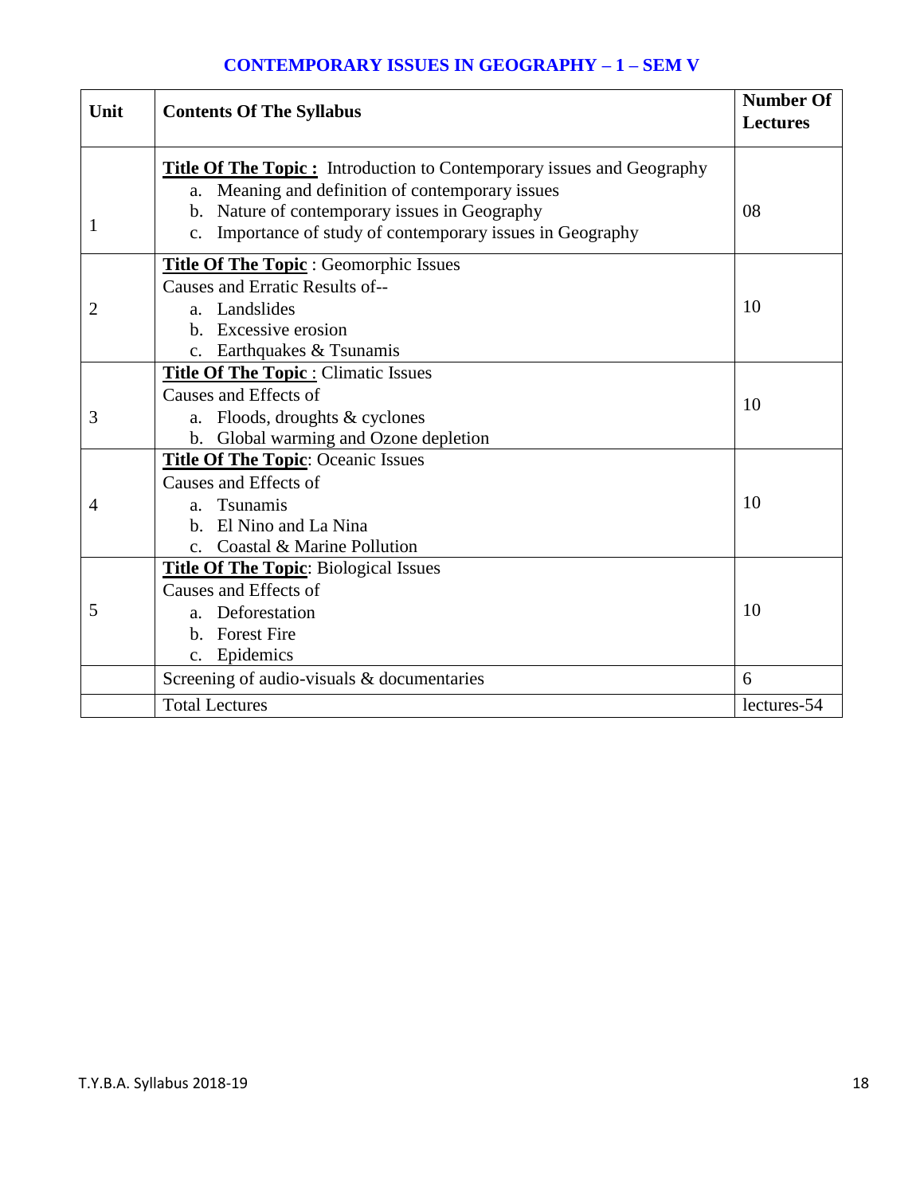# CONTEMPORARY ISSUES IN GEOGRAPHY – 1 – SEM V

| Unit | Contents Of The Syllabus | Number Of Lectures |
|---|---|---|
| 1 | **Title Of The Topic :** Introduction to Contemporary issues and Geography<br>a. Meaning and definition of contemporary issues<br>b. Nature of contemporary issues in Geography<br>c. Importance of study of contemporary issues in Geography | 08 |
| 2 | **Title Of The Topic** : Geomorphic Issues<br>Causes and Erratic Results of--<br>a. Landslides<br>b. Excessive erosion<br>c. Earthquakes & Tsunamis | 10 |
| 3 | **Title Of The Topic** : Climatic Issues<br>Causes and Effects of<br>a. Floods, droughts & cyclones<br>b. Global warming and Ozone depletion | 10 |
| 4 | **Title Of The Topic**: Oceanic Issues<br>Causes and Effects of<br>a. Tsunamis<br>b. El Nino and La Nina<br>c. Coastal & Marine Pollution | 10 |
| 5 | **Title Of The Topic**: Biological Issues<br>Causes and Effects of<br>a. Deforestation<br>b. Forest Fire<br>c. Epidemics | 10 |
| | Screening of audio-visuals & documentaries | 6 |
| | Total Lectures | lectures-54 |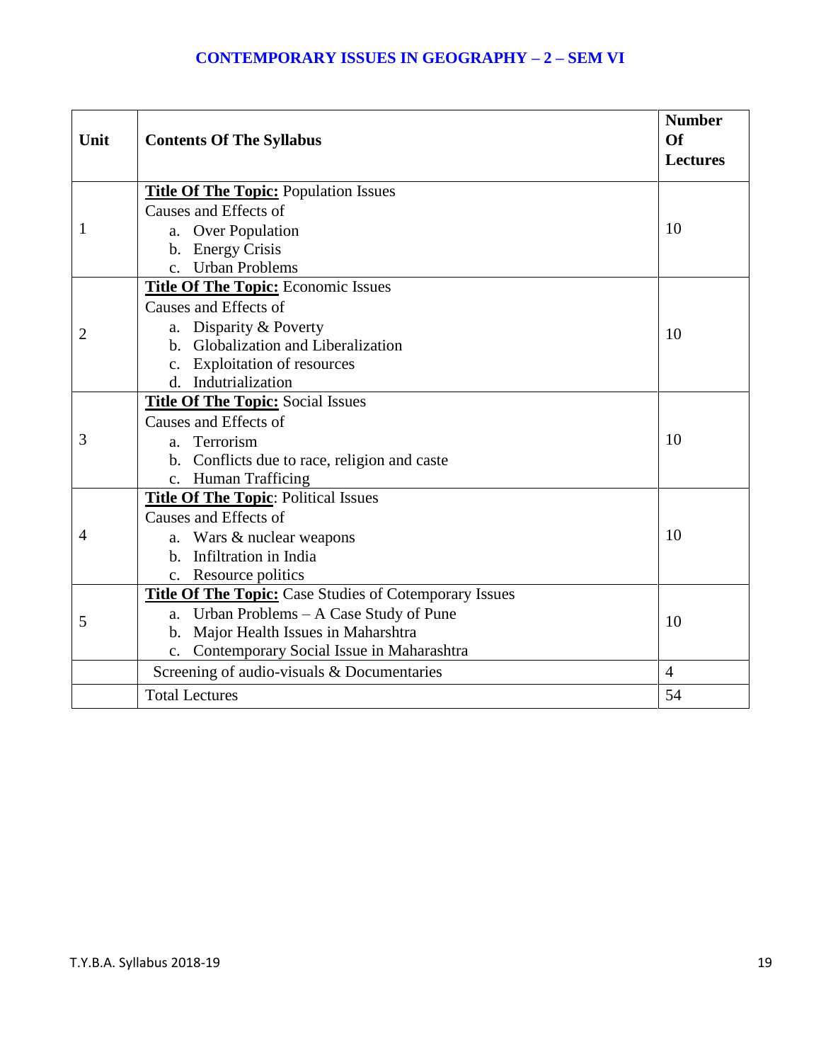## CONTEMPORARY ISSUES IN GEOGRAPHY – 2 – SEM VI

| Unit | Contents Of The Syllabus | Number Of Lectures |
|---|---|---|
| 1 | **Title Of The Topic:** Population Issues<br>Causes and Effects of<br>a. Over Population<br>b. Energy Crisis<br>c. Urban Problems | 10 |
| 2 | **Title Of The Topic:** Economic Issues<br>Causes and Effects of<br>a. Disparity & Poverty<br>b. Globalization and Liberalization<br>c. Exploitation of resources<br>d. Indutrialization | 10 |
| 3 | **Title Of The Topic:** Social Issues<br>Causes and Effects of<br>a. Terrorism<br>b. Conflicts due to race, religion and caste<br>c. Human Trafficing | 10 |
| 4 | **Title Of The Topic**: Political Issues<br>Causes and Effects of<br>a. Wars & nuclear weapons<br>b. Infiltration in India<br>c. Resource politics | 10 |
| 5 | **Title Of The Topic:** Case Studies of Cotemporary Issues<br>a. Urban Problems – A Case Study of Pune<br>b. Major Health Issues in Maharshtra<br>c. Contemporary Social Issue in Maharashtra | 10 |
| | Screening of audio-visuals & Documentaries | 4 |
| | Total Lectures | 54 |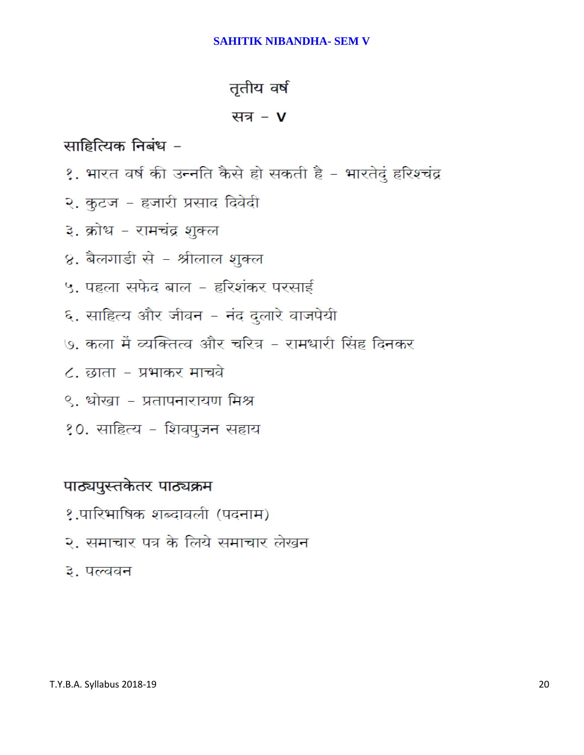# SAHITIK NIBANDHA- SEM V

## तृतीय वर्ष

## सत्र – V

### साहित्यिक निबंध –

१. भारत वर्ष की उन्नति कैसे हो सकती है – भारतेदुं हरिश्चंद्र

२. कुटज – हजारी प्रसाद दिवेदी

३. क्रोध – रामचंद्र शुक्ल

४. बैलगाडी से – श्रीलाल शुक्ल

५. पहला सफेद बाल – हरिशंकर परसाई

६. साहित्य और जीवन – नंद दुलारे वाजपेयी

७. कला में व्यक्तित्व और चरित्र – रामधारी सिंह दिनकर

८. छाता – प्रभाकर माचवे

९. धोखा – प्रतापनारायण मिश्र

१०. साहित्य – शिवपुजन सहाय

### पाठ्यपुस्तकेतर पाठ्यक्रम

१.पारिभाषिक शब्दावली (पदनाम)

२. समाचार पत्र के लिये समाचार लेखन

३. पल्ववन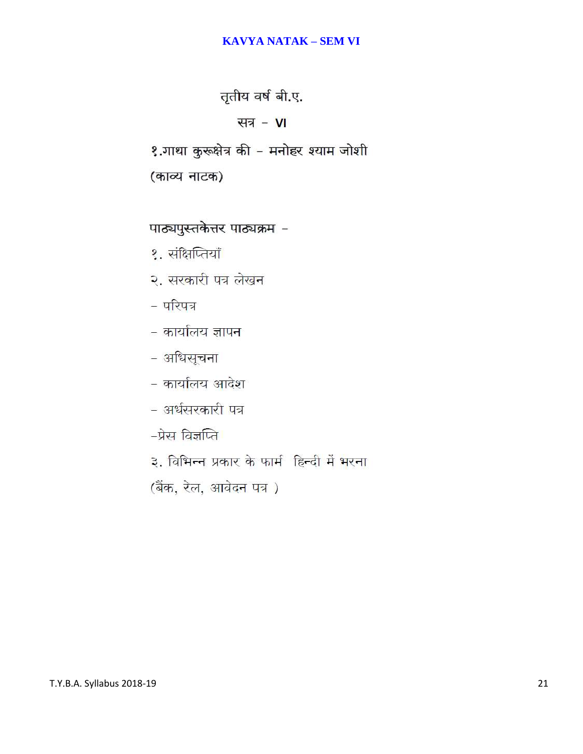# KAVYA NATAK – SEM VI

## तृतीय वर्ष बी.ए.

### सत्र - VI

१.गाथा कुरूक्षेत्र की - मनोहर श्याम जोशी

(काव्य नाटक)

**पाठ्यपुस्तकेत्तर पाठ्यक्रम -**

१. संक्षिप्तियाँ

२. सरकारी पत्र लेखन

- परिपत्र
- कार्यालय ज्ञापन
- अधिसूचना
- कार्यालय आदेश
- अर्धसरकारी पत्र
- प्रेस विज्ञप्ति

३. विभिन्न प्रकार के फार्म हिन्दी में भरना

(बैंक, रेल, आवेदन पत्र )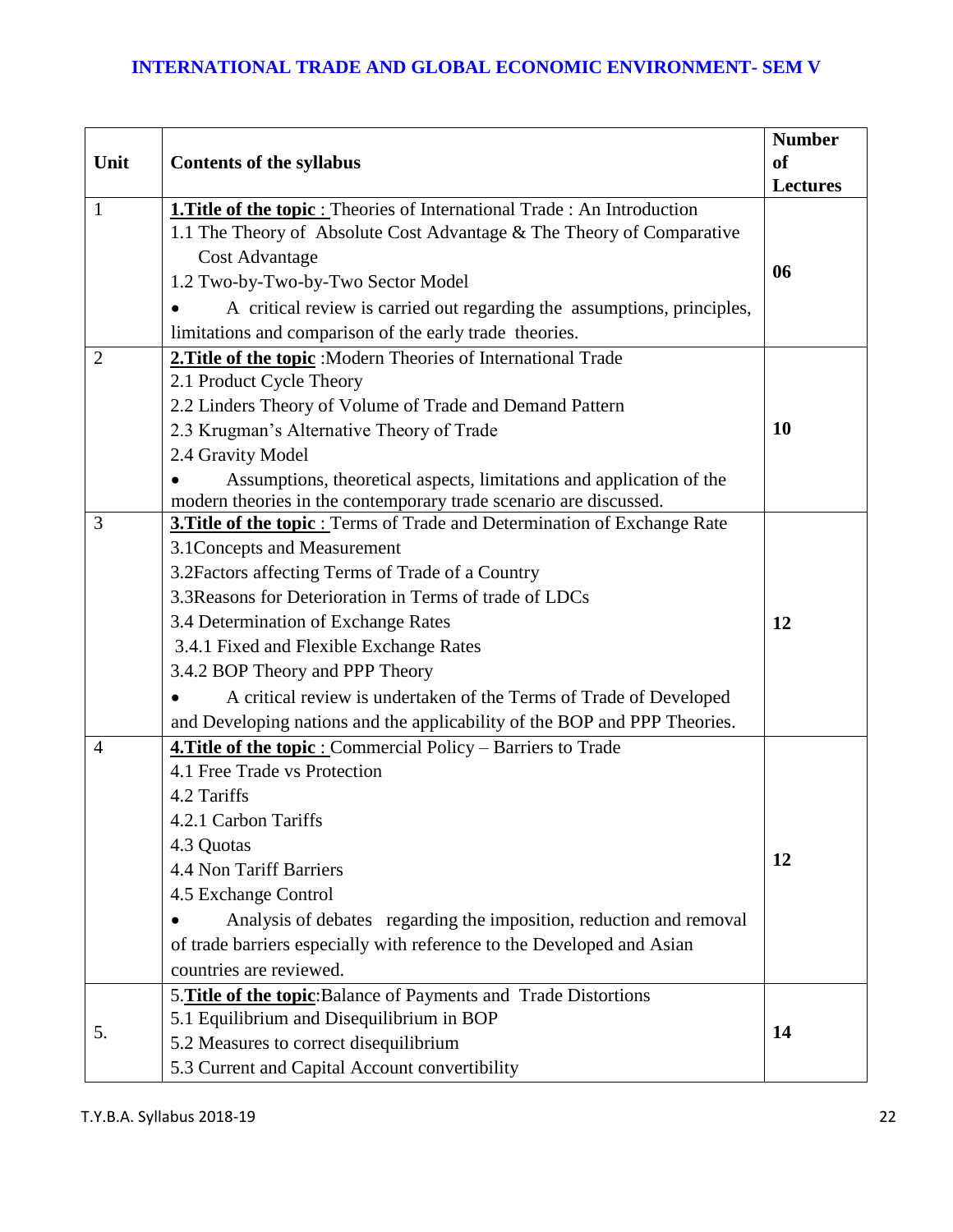# INTERNATIONAL TRADE AND GLOBAL ECONOMIC ENVIRONMENT- SEM V

| Unit | Contents of the syllabus | Number of Lectures |
|---|---|---|
| 1 | **1.Title of the topic :** Theories of International Trade : An Introduction<br>1.1 The Theory of Absolute Cost Advantage & The Theory of Comparative Cost Advantage<br>1.2 Two-by-Two-by-Two Sector Model<br>• A critical review is carried out regarding the assumptions, principles, limitations and comparison of the early trade theories. | **06** |
| 2 | **2.Title of the topic** :Modern Theories of International Trade<br>2.1 Product Cycle Theory<br>2.2 Linders Theory of Volume of Trade and Demand Pattern<br>2.3 Krugman's Alternative Theory of Trade<br>2.4 Gravity Model<br>• Assumptions, theoretical aspects, limitations and application of the modern theories in the contemporary trade scenario are discussed. | **10** |
| 3 | **3.Title of the topic :** Terms of Trade and Determination of Exchange Rate<br>3.1Concepts and Measurement<br>3.2Factors affecting Terms of Trade of a Country<br>3.3Reasons for Deterioration in Terms of trade of LDCs<br>3.4 Determination of Exchange Rates<br>3.4.1 Fixed and Flexible Exchange Rates<br>3.4.2 BOP Theory and PPP Theory<br>• A critical review is undertaken of the Terms of Trade of Developed and Developing nations and the applicability of the BOP and PPP Theories. | **12** |
| 4 | **4.Title of the topic :** Commercial Policy – Barriers to Trade<br>4.1 Free Trade vs Protection<br>4.2 Tariffs<br>4.2.1 Carbon Tariffs<br>4.3 Quotas<br>4.4 Non Tariff Barriers<br>4.5 Exchange Control<br>• Analysis of debates regarding the imposition, reduction and removal of trade barriers especially with reference to the Developed and Asian countries are reviewed. | **12** |
| 5. | 5.**Title of the topic**:Balance of Payments and Trade Distortions<br>5.1 Equilibrium and Disequilibrium in BOP<br>5.2 Measures to correct disequilibrium<br>5.3 Current and Capital Account convertibility | **14** |

T.Y.B.A. Syllabus 2018-19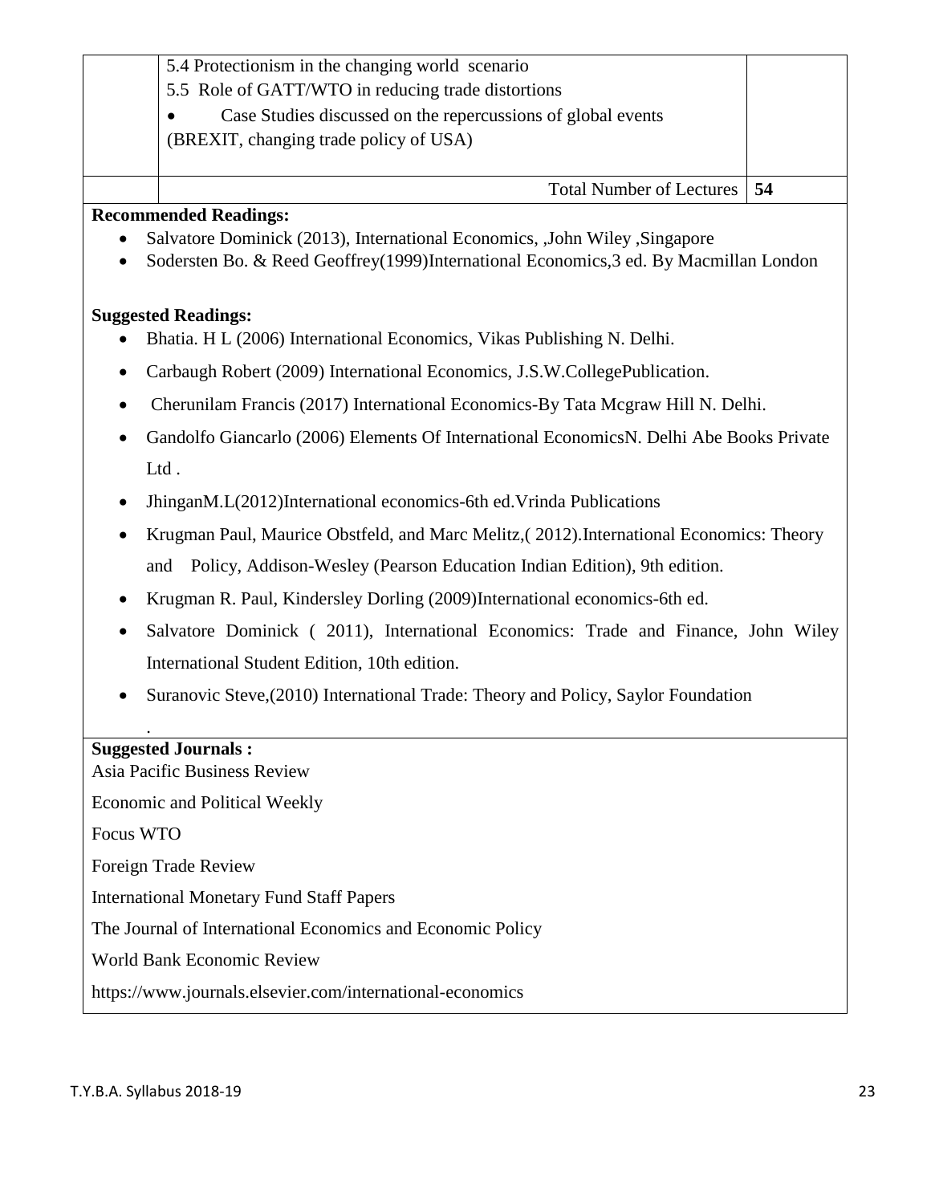| | | |
|---|---|---|
| | 5.4 Protectionism in the changing world scenario<br>5.5 Role of GATT/WTO in reducing trade distortions<br>• Case Studies discussed on the repercussions of global events (BREXIT, changing trade policy of USA) | |
| | Total Number of Lectures | **54** |

**Recommended Readings:**

- Salvatore Dominick (2013), International Economics, ,John Wiley ,Singapore
- Sodersten Bo. & Reed Geoffrey(1999)International Economics,3 ed. By Macmillan London

**Suggested Readings:**

- Bhatia. H L (2006) International Economics, Vikas Publishing N. Delhi.
- Carbaugh Robert (2009) International Economics, J.S.W.CollegePublication.
- Cherunilam Francis (2017) International Economics-By Tata Mcgraw Hill N. Delhi.
- Gandolfo Giancarlo (2006) Elements Of International EconomicsN. Delhi Abe Books Private Ltd .
- JhinganM.L(2012)International economics-6th ed.Vrinda Publications
- Krugman Paul, Maurice Obstfeld, and Marc Melitz,( 2012).International Economics: Theory and Policy, Addison-Wesley (Pearson Education Indian Edition), 9th edition.
- Krugman R. Paul, Kindersley Dorling (2009)International economics-6th ed.
- Salvatore Dominick ( 2011), International Economics: Trade and Finance, John Wiley International Student Edition, 10th edition.
- Suranovic Steve,(2010) International Trade: Theory and Policy, Saylor Foundation

.

**Suggested Journals :**

Asia Pacific Business Review

Economic and Political Weekly

Focus WTO

Foreign Trade Review

International Monetary Fund Staff Papers

The Journal of International Economics and Economic Policy

World Bank Economic Review

https://www.journals.elsevier.com/international-economics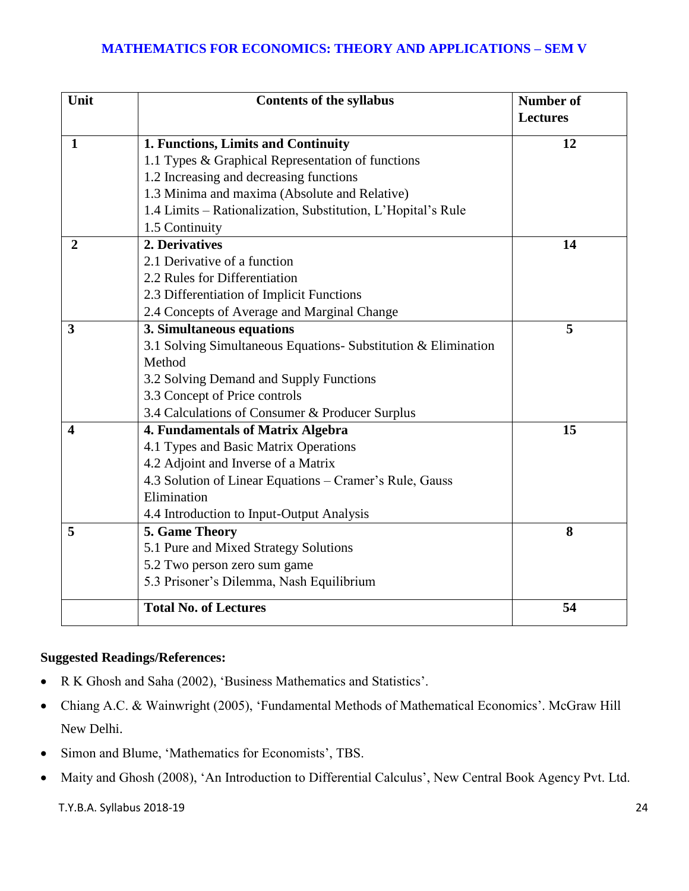## MATHEMATICS FOR ECONOMICS: THEORY AND APPLICATIONS – SEM V

| Unit | Contents of the syllabus | Number of Lectures |
|---|---|---|
| 1 | **1. Functions, Limits and Continuity**<br>1.1 Types & Graphical Representation of functions<br>1.2 Increasing and decreasing functions<br>1.3 Minima and maxima (Absolute and Relative)<br>1.4 Limits – Rationalization, Substitution, L'Hopital's Rule<br>1.5 Continuity | 12 |
| 2 | **2. Derivatives**<br>2.1 Derivative of a function<br>2.2 Rules for Differentiation<br>2.3 Differentiation of Implicit Functions<br>2.4 Concepts of Average and Marginal Change | 14 |
| 3 | **3. Simultaneous equations**<br>3.1 Solving Simultaneous Equations- Substitution & Elimination Method<br>3.2 Solving Demand and Supply Functions<br>3.3 Concept of Price controls<br>3.4 Calculations of Consumer & Producer Surplus | 5 |
| 4 | **4. Fundamentals of Matrix Algebra**<br>4.1 Types and Basic Matrix Operations<br>4.2 Adjoint and Inverse of a Matrix<br>4.3 Solution of Linear Equations – Cramer's Rule, Gauss Elimination<br>4.4 Introduction to Input-Output Analysis | 15 |
| 5 | **5. Game Theory**<br>5.1 Pure and Mixed Strategy Solutions<br>5.2 Two person zero sum game<br>5.3 Prisoner's Dilemma, Nash Equilibrium | 8 |
| | **Total No. of Lectures** | **54** |

**Suggested Readings/References:**

- R K Ghosh and Saha (2002), 'Business Mathematics and Statistics'.
- Chiang A.C. & Wainwright (2005), 'Fundamental Methods of Mathematical Economics'. McGraw Hill New Delhi.
- Simon and Blume, 'Mathematics for Economists', TBS.
- Maity and Ghosh (2008), 'An Introduction to Differential Calculus', New Central Book Agency Pvt. Ltd.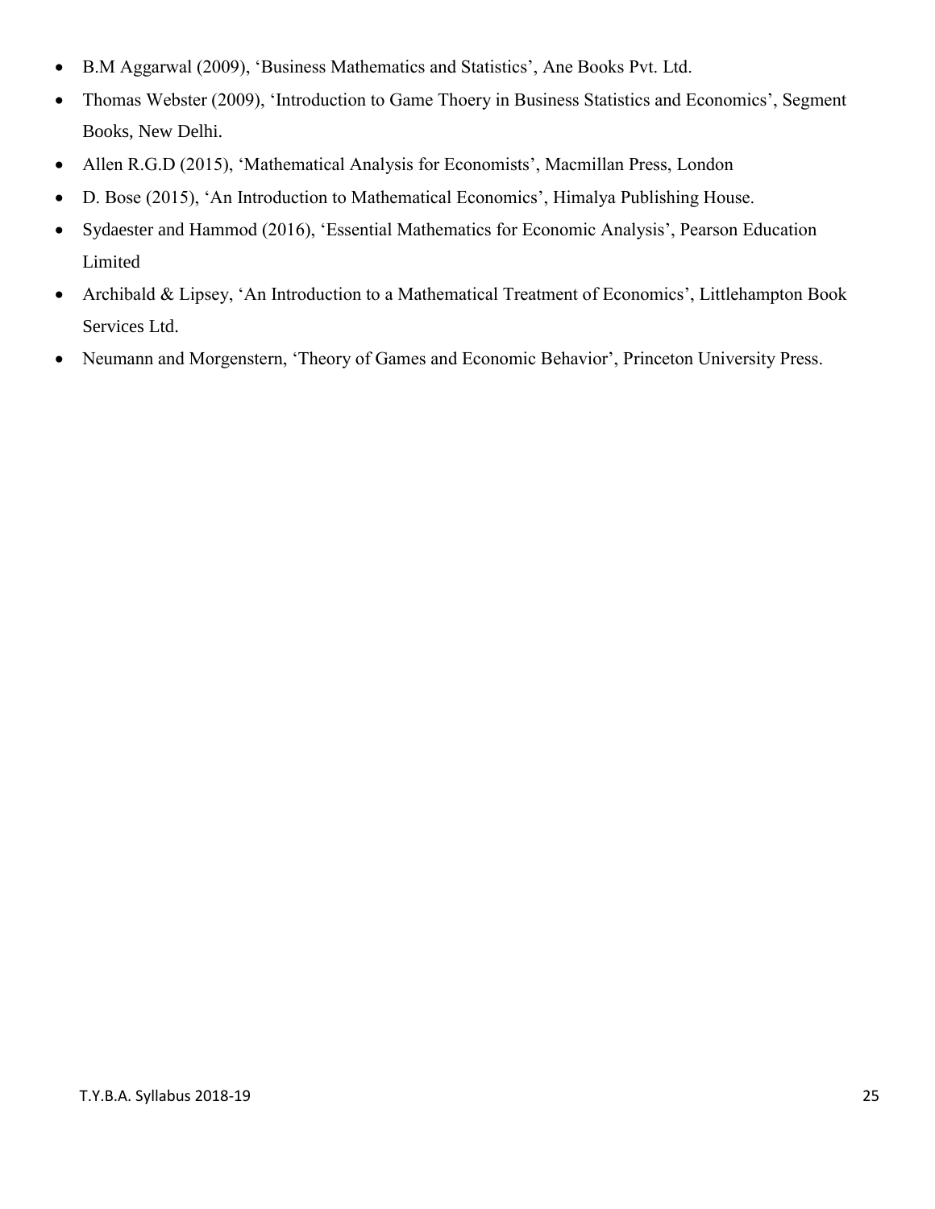- B.M Aggarwal (2009), 'Business Mathematics and Statistics', Ane Books Pvt. Ltd.
- Thomas Webster (2009), 'Introduction to Game Thoery in Business Statistics and Economics', Segment Books, New Delhi.
- Allen R.G.D (2015), 'Mathematical Analysis for Economists', Macmillan Press, London
- D. Bose (2015), 'An Introduction to Mathematical Economics', Himalya Publishing House.
- Sydaester and Hammod (2016), 'Essential Mathematics for Economic Analysis', Pearson Education Limited
- Archibald & Lipsey, 'An Introduction to a Mathematical Treatment of Economics', Littlehampton Book Services Ltd.
- Neumann and Morgenstern, 'Theory of Games and Economic Behavior', Princeton University Press.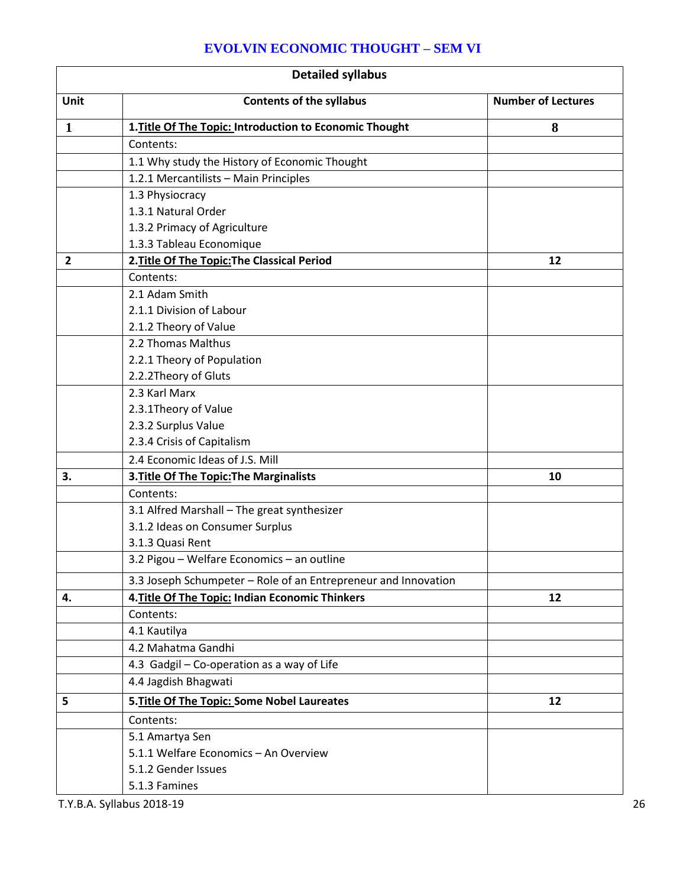## EVOLVIN ECONOMIC THOUGHT – SEM VI

| Detailed syllabus | | |
|---|---|---|
| **Unit** | **Contents of the syllabus** | **Number of Lectures** |
| **1** | **1.Title Of The Topic: Introduction to Economic Thought** | **8** |
| | Contents: | |
| | 1.1 Why study the History of Economic Thought | |
| | 1.2.1 Mercantilists – Main Principles | |
| | 1.3 Physiocracy<br>1.3.1 Natural Order<br>1.3.2 Primacy of Agriculture<br>1.3.3 Tableau Economique | |
| **2** | **2.Title Of The Topic:The Classical Period** | **12** |
| | Contents: | |
| | 2.1 Adam Smith<br>2.1.1 Division of Labour<br>2.1.2 Theory of Value | |
| | 2.2 Thomas Malthus<br>2.2.1 Theory of Population<br>2.2.2Theory of Gluts | |
| | 2.3 Karl Marx<br>2.3.1Theory of Value<br>2.3.2 Surplus Value<br>2.3.4 Crisis of Capitalism | |
| | 2.4 Economic Ideas of J.S. Mill | |
| **3.** | **3.Title Of The Topic:The Marginalists** | **10** |
| | Contents: | |
| | 3.1 Alfred Marshall – The great synthesizer<br>3.1.2 Ideas on Consumer Surplus<br>3.1.3 Quasi Rent | |
| | 3.2 Pigou – Welfare Economics – an outline | |
| | 3.3 Joseph Schumpeter – Role of an Entrepreneur and Innovation | |
| **4.** | **4.Title Of The Topic: Indian Economic Thinkers** | **12** |
| | Contents: | |
| | 4.1 Kautilya | |
| | 4.2 Mahatma Gandhi | |
| | 4.3 Gadgil – Co-operation as a way of Life | |
| | 4.4 Jagdish Bhagwati | |
| **5** | **5.Title Of The Topic: Some Nobel Laureates** | **12** |
| | Contents: | |
| | 5.1 Amartya Sen<br>5.1.1 Welfare Economics – An Overview<br>5.1.2 Gender Issues<br>5.1.3 Famines | |

T.Y.B.A. Syllabus 2018-19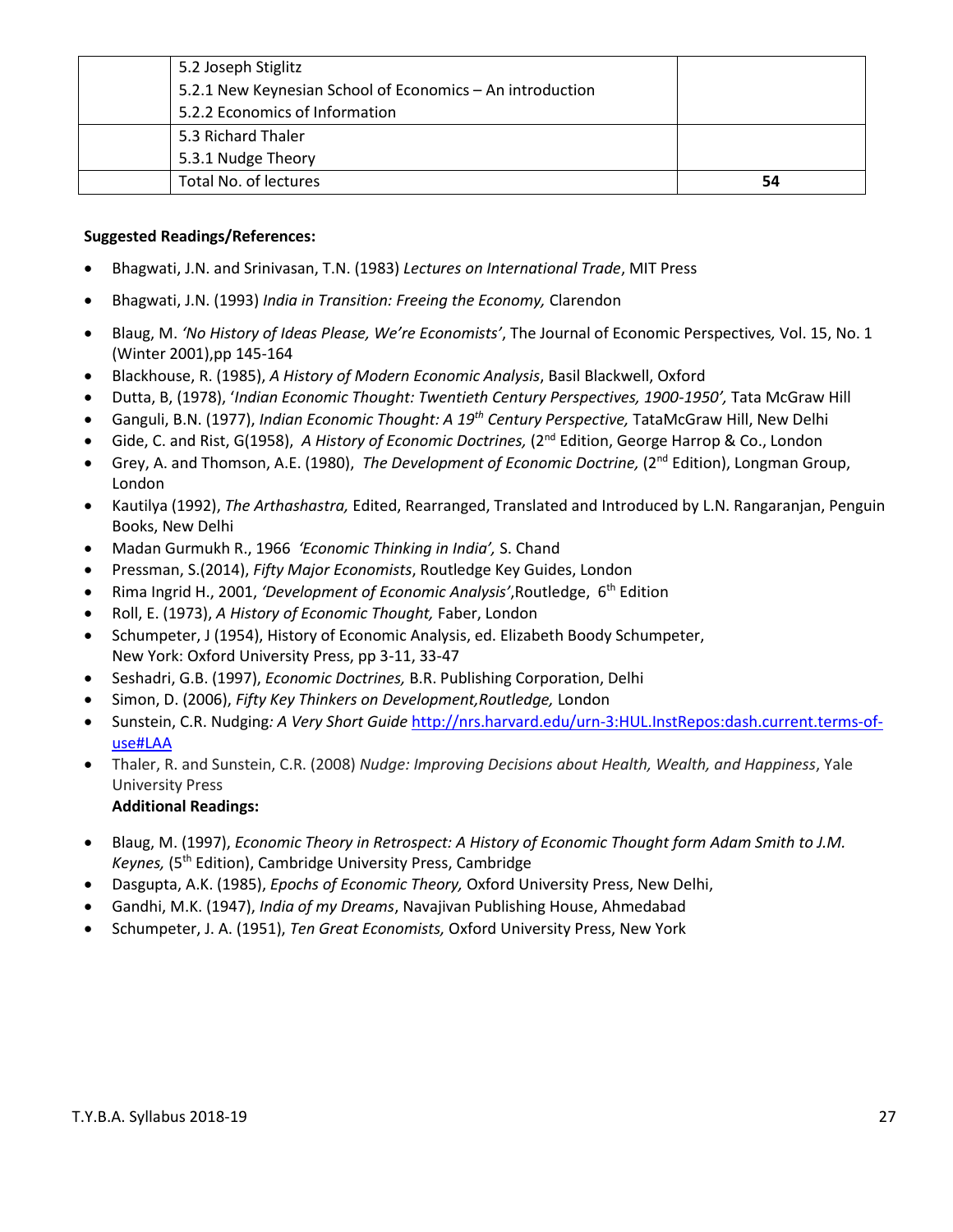| | | |
|---|---|---|
| | 5.2 Joseph Stiglitz<br>5.2.1 New Keynesian School of Economics – An introduction<br>5.2.2 Economics of Information | |
| | 5.3 Richard Thaler<br>5.3.1 Nudge Theory | |
| | Total No. of lectures | **54** |

**Suggested Readings/References:**

- Bhagwati, J.N. and Srinivasan, T.N. (1983) *Lectures on International Trade*, MIT Press
- Bhagwati, J.N. (1993) *India in Transition: Freeing the Economy,* Clarendon
- Blaug, M. *'No History of Ideas Please, We're Economists'*, The Journal of Economic Perspectives*,* Vol. 15, No. 1 (Winter 2001),pp 145-164
- Blackhouse, R. (1985), *A History of Modern Economic Analysis*, Basil Blackwell, Oxford
- Dutta, B, (1978), '*Indian Economic Thought: Twentieth Century Perspectives, 1900-1950',* Tata McGraw Hill
- Ganguli, B.N. (1977), *Indian Economic Thought: A 19th Century Perspective,* TataMcGraw Hill, New Delhi
- Gide, C. and Rist, G(1958), *A History of Economic Doctrines,* (2nd Edition, George Harrop & Co., London
- Grey, A. and Thomson, A.E. (1980), *The Development of Economic Doctrine,* (2nd Edition), Longman Group, London
- Kautilya (1992), *The Arthashastra,* Edited, Rearranged, Translated and Introduced by L.N. Rangaranjan, Penguin Books, New Delhi
- Madan Gurmukh R., 1966 *'Economic Thinking in India',* S. Chand
- Pressman, S.(2014), *Fifty Major Economists*, Routledge Key Guides, London
- Rima Ingrid H., 2001, *'Development of Economic Analysis'*,Routledge, 6th Edition
- Roll, E. (1973), *A History of Economic Thought,* Faber, London
- Schumpeter, J (1954), History of Economic Analysis, ed. Elizabeth Boody Schumpeter, New York: Oxford University Press, pp 3-11, 33-47
- Seshadri, G.B. (1997), *Economic Doctrines,* B.R. Publishing Corporation, Delhi
- Simon, D. (2006), *Fifty Key Thinkers on Development,Routledge,* London
- Sunstein, C.R. Nudging*: A Very Short Guide* [http://nrs.harvard.edu/urn-3:HUL.InstRepos:dash.current.terms-of-use#LAA](http://nrs.harvard.edu/urn-3:HUL.InstRepos:dash.current.terms-of-use#LAA)
- Thaler, R. and Sunstein, C.R. (2008) *Nudge: Improving Decisions about Health, Wealth, and Happiness*, Yale University Press

**Additional Readings:**

- Blaug, M. (1997), *Economic Theory in Retrospect: A History of Economic Thought form Adam Smith to J.M. Keynes,* (5th Edition), Cambridge University Press, Cambridge
- Dasgupta, A.K. (1985), *Epochs of Economic Theory,* Oxford University Press, New Delhi,
- Gandhi, M.K. (1947), *India of my Dreams*, Navajivan Publishing House, Ahmedabad
- Schumpeter, J. A. (1951), *Ten Great Economists,* Oxford University Press, New York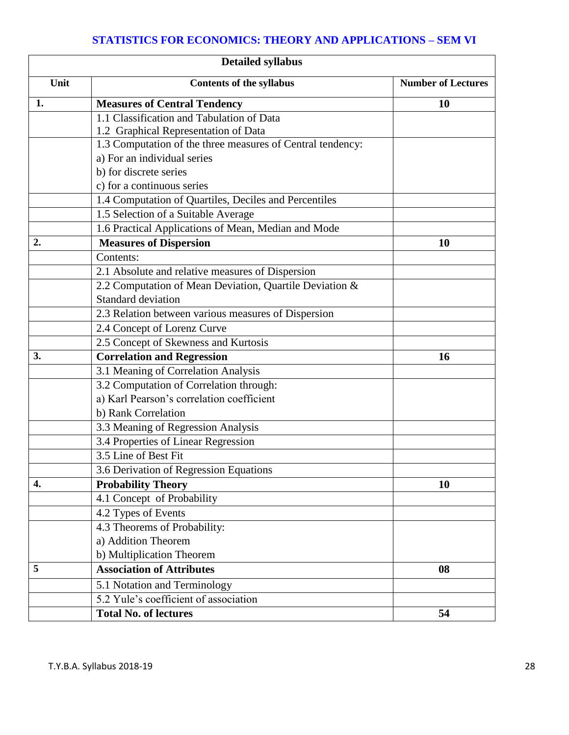## STATISTICS FOR ECONOMICS: THEORY AND APPLICATIONS – SEM VI

| Detailed syllabus | | |
|---|---|---|
| **Unit** | **Contents of the syllabus** | **Number of Lectures** |
| **1.** | **Measures of Central Tendency** | **10** |
| | 1.1 Classification and Tabulation of Data<br>1.2 Graphical Representation of Data | |
| | 1.3 Computation of the three measures of Central tendency:<br>a) For an individual series<br>b) for discrete series<br>c) for a continuous series | |
| | 1.4 Computation of Quartiles, Deciles and Percentiles | |
| | 1.5 Selection of a Suitable Average | |
| | 1.6 Practical Applications of Mean, Median and Mode | |
| **2.** | **Measures of Dispersion** | **10** |
| | Contents: | |
| | 2.1 Absolute and relative measures of Dispersion | |
| | 2.2 Computation of Mean Deviation, Quartile Deviation & Standard deviation | |
| | 2.3 Relation between various measures of Dispersion | |
| | 2.4 Concept of Lorenz Curve | |
| | 2.5 Concept of Skewness and Kurtosis | |
| **3.** | **Correlation and Regression** | **16** |
| | 3.1 Meaning of Correlation Analysis | |
| | 3.2 Computation of Correlation through:<br>a) Karl Pearson's correlation coefficient<br>b) Rank Correlation | |
| | 3.3 Meaning of Regression Analysis | |
| | 3.4 Properties of Linear Regression | |
| | 3.5 Line of Best Fit | |
| | 3.6 Derivation of Regression Equations | |
| **4.** | **Probability Theory** | **10** |
| | 4.1 Concept of Probability | |
| | 4.2 Types of Events | |
| | 4.3 Theorems of Probability:<br>a) Addition Theorem<br>b) Multiplication Theorem | |
| **5** | **Association of Attributes** | **08** |
| | 5.1 Notation and Terminology | |
| | 5.2 Yule's coefficient of association | |
| | **Total No. of lectures** | **54** |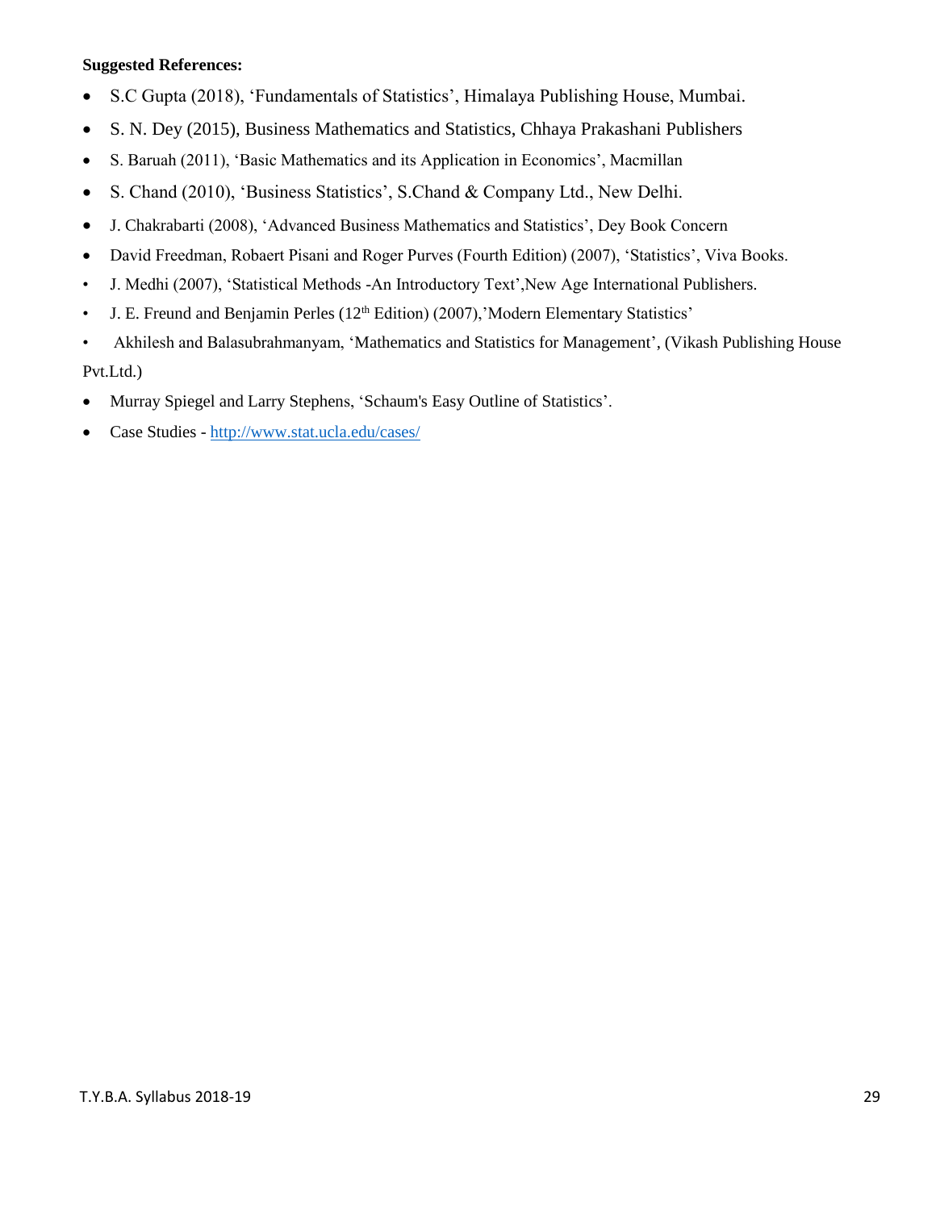**Suggested References:**

- S.C Gupta (2018), 'Fundamentals of Statistics', Himalaya Publishing House, Mumbai.
- S. N. Dey (2015), Business Mathematics and Statistics, Chhaya Prakashani Publishers
- S. Baruah (2011), 'Basic Mathematics and its Application in Economics', Macmillan
- S. Chand (2010), 'Business Statistics', S.Chand & Company Ltd., New Delhi.
- J. Chakrabarti (2008), 'Advanced Business Mathematics and Statistics', Dey Book Concern
- David Freedman, Robaert Pisani and Roger Purves (Fourth Edition) (2007), 'Statistics', Viva Books.
- J. Medhi (2007), 'Statistical Methods -An Introductory Text',New Age International Publishers.
- J. E. Freund and Benjamin Perles (12th Edition) (2007),'Modern Elementary Statistics'
- Akhilesh and Balasubrahmanyam, 'Mathematics and Statistics for Management', (Vikash Publishing House Pvt.Ltd.)
- Murray Spiegel and Larry Stephens, 'Schaum's Easy Outline of Statistics'.
- Case Studies - http://www.stat.ucla.edu/cases/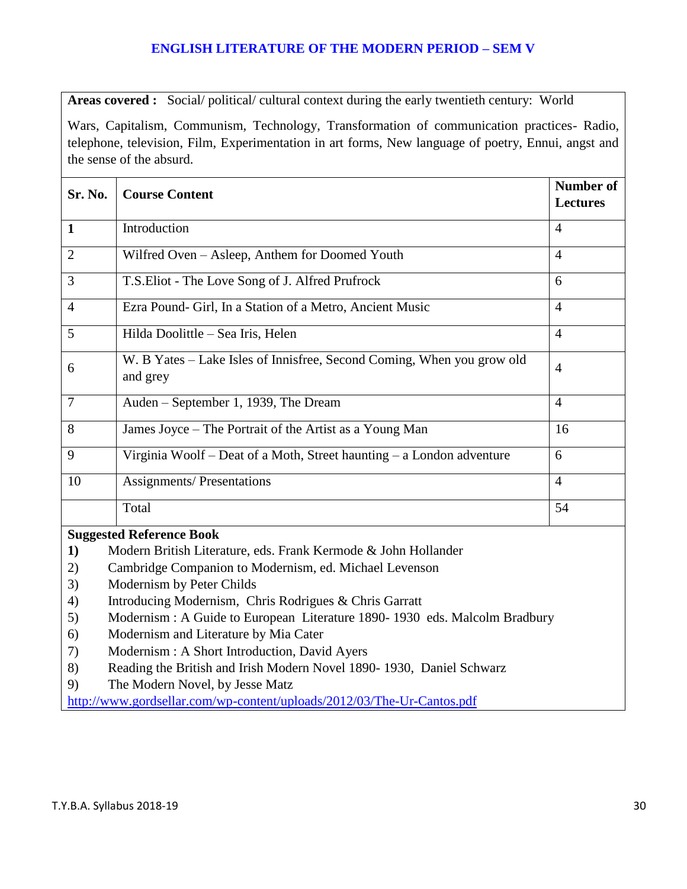## ENGLISH LITERATURE OF THE MODERN PERIOD – SEM V

**Areas covered :** Social/ political/ cultural context during the early twentieth century: World Wars, Capitalism, Communism, Technology, Transformation of communication practices- Radio, telephone, television, Film, Experimentation in art forms, New language of poetry, Ennui, angst and the sense of the absurd.

| Sr. No. | Course Content | Number of Lectures |
|---|---|---|
| **1** | Introduction | 4 |
| 2 | Wilfred Oven – Asleep, Anthem for Doomed Youth | 4 |
| 3 | T.S.Eliot - The Love Song of J. Alfred Prufrock | 6 |
| 4 | Ezra Pound- Girl, In a Station of a Metro, Ancient Music | 4 |
| 5 | Hilda Doolittle – Sea Iris, Helen | 4 |
| 6 | W. B Yates – Lake Isles of Innisfree, Second Coming, When you grow old and grey | 4 |
| 7 | Auden – September 1, 1939, The Dream | 4 |
| 8 | James Joyce – The Portrait of the Artist as a Young Man | 16 |
| 9 | Virginia Woolf – Deat of a Moth, Street haunting – a London adventure | 6 |
| 10 | Assignments/ Presentations | 4 |
| | Total | 54 |

**Suggested Reference Book**

1) Modern British Literature, eds. Frank Kermode & John Hollander
2) Cambridge Companion to Modernism, ed. Michael Levenson
3) Modernism by Peter Childs
4) Introducing Modernism, Chris Rodrigues & Chris Garratt
5) Modernism : A Guide to European Literature 1890- 1930 eds. Malcolm Bradbury
6) Modernism and Literature by Mia Cater
7) Modernism : A Short Introduction, David Ayers
8) Reading the British and Irish Modern Novel 1890- 1930, Daniel Schwarz
9) The Modern Novel, by Jesse Matz

http://www.gordsellar.com/wp-content/uploads/2012/03/The-Ur-Cantos.pdf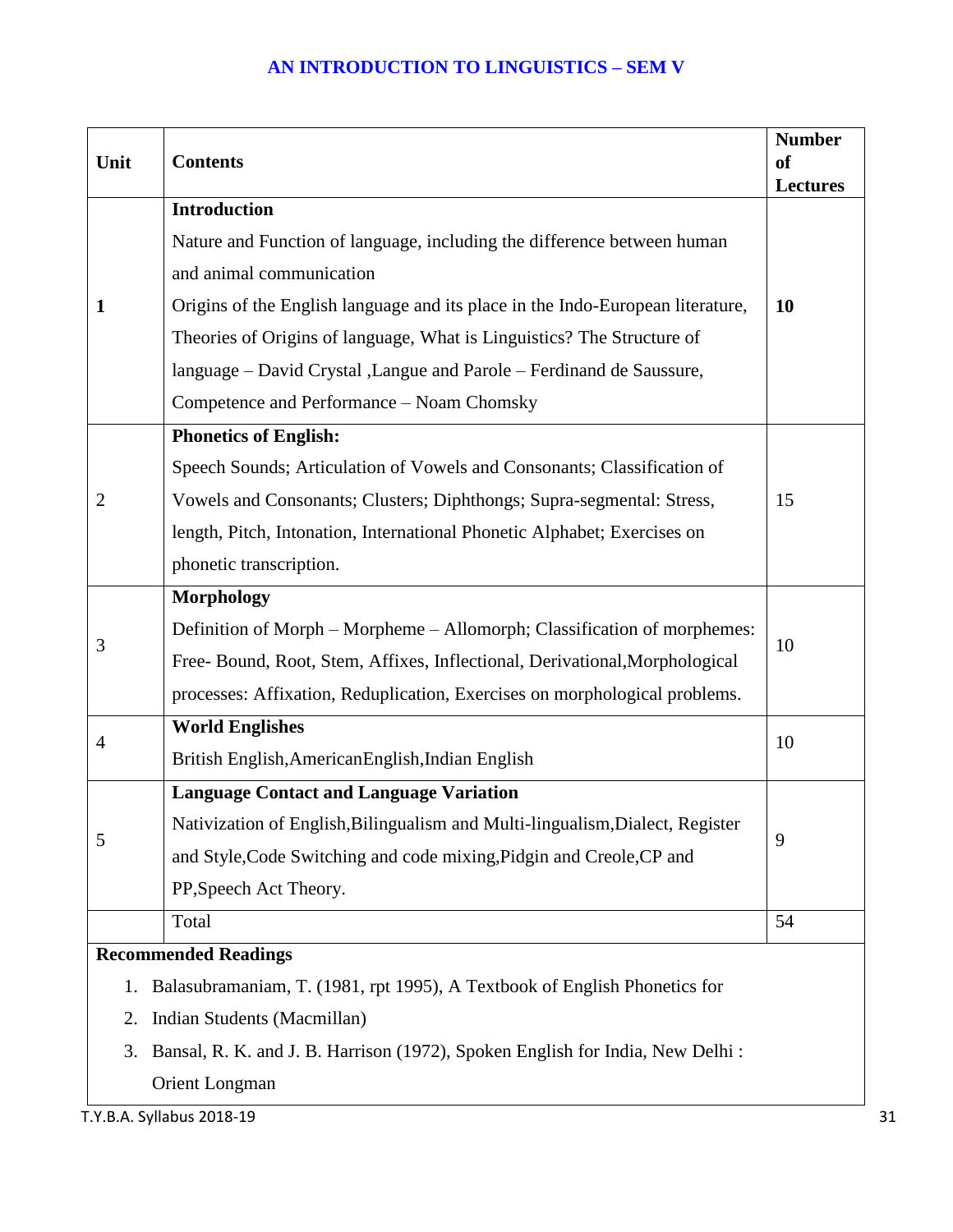## AN INTRODUCTION TO LINGUISTICS – SEM V

| Unit | Contents | Number of Lectures |
|---|---|---|
| **1** | **Introduction**<br>Nature and Function of language, including the difference between human and animal communication<br>Origins of the English language and its place in the Indo-European literature, Theories of Origins of language, What is Linguistics? The Structure of language – David Crystal ,Langue and Parole – Ferdinand de Saussure, Competence and Performance – Noam Chomsky | **10** |
| 2 | **Phonetics of English:**<br>Speech Sounds; Articulation of Vowels and Consonants; Classification of Vowels and Consonants; Clusters; Diphthongs; Supra-segmental: Stress, length, Pitch, Intonation, International Phonetic Alphabet; Exercises on phonetic transcription. | 15 |
| 3 | **Morphology**<br>Definition of Morph – Morpheme – Allomorph; Classification of morphemes: Free- Bound, Root, Stem, Affixes, Inflectional, Derivational,Morphological processes: Affixation, Reduplication, Exercises on morphological problems. | 10 |
| 4 | **World Englishes**<br>British English,AmericanEnglish,Indian English | 10 |
| 5 | **Language Contact and Language Variation**<br>Nativization of English,Bilingualism and Multi-lingualism,Dialect, Register and Style,Code Switching and code mixing,Pidgin and Creole,CP and PP,Speech Act Theory. | 9 |
| | Total | 54 |

**Recommended Readings**

1. Balasubramaniam, T. (1981, rpt 1995), A Textbook of English Phonetics for
2. Indian Students (Macmillan)
3. Bansal, R. K. and J. B. Harrison (1972), Spoken English for India, New Delhi : Orient Longman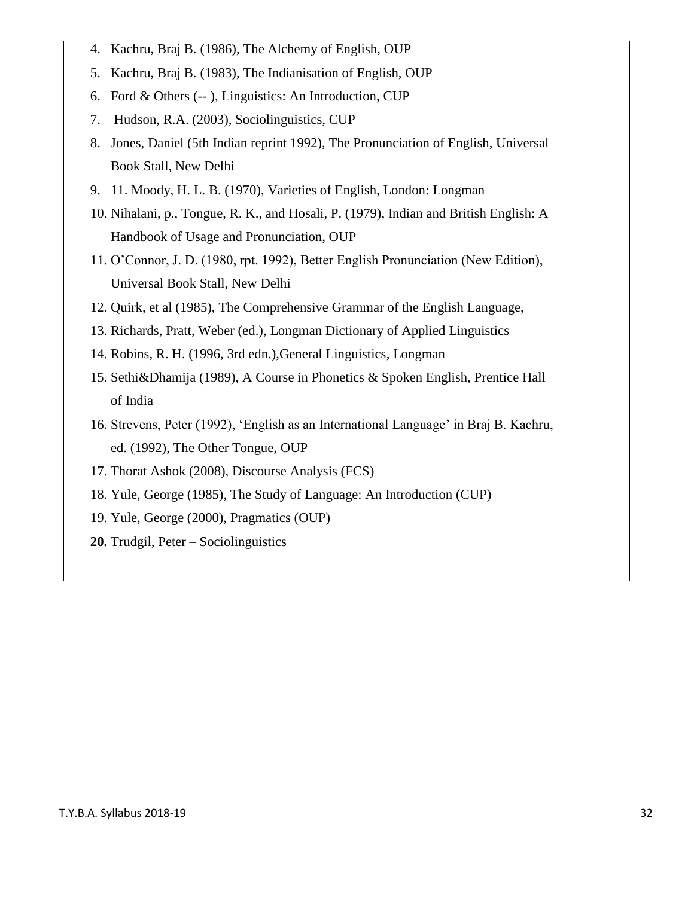4. Kachru, Braj B. (1986), The Alchemy of English, OUP
5. Kachru, Braj B. (1983), The Indianisation of English, OUP
6. Ford & Others (-- ), Linguistics: An Introduction, CUP
7. Hudson, R.A. (2003), Sociolinguistics, CUP
8. Jones, Daniel (5th Indian reprint 1992), The Pronunciation of English, Universal Book Stall, New Delhi
9. 11. Moody, H. L. B. (1970), Varieties of English, London: Longman
10. Nihalani, p., Tongue, R. K., and Hosali, P. (1979), Indian and British English: A Handbook of Usage and Pronunciation, OUP
11. O'Connor, J. D. (1980, rpt. 1992), Better English Pronunciation (New Edition), Universal Book Stall, New Delhi
12. Quirk, et al (1985), The Comprehensive Grammar of the English Language,
13. Richards, Pratt, Weber (ed.), Longman Dictionary of Applied Linguistics
14. Robins, R. H. (1996, 3rd edn.),General Linguistics, Longman
15. Sethi&Dhamija (1989), A Course in Phonetics & Spoken English, Prentice Hall of India
16. Strevens, Peter (1992), 'English as an International Language' in Braj B. Kachru, ed. (1992), The Other Tongue, OUP
17. Thorat Ashok (2008), Discourse Analysis (FCS)
18. Yule, George (1985), The Study of Language: An Introduction (CUP)
19. Yule, George (2000), Pragmatics (OUP)
20. Trudgil, Peter – Sociolinguistics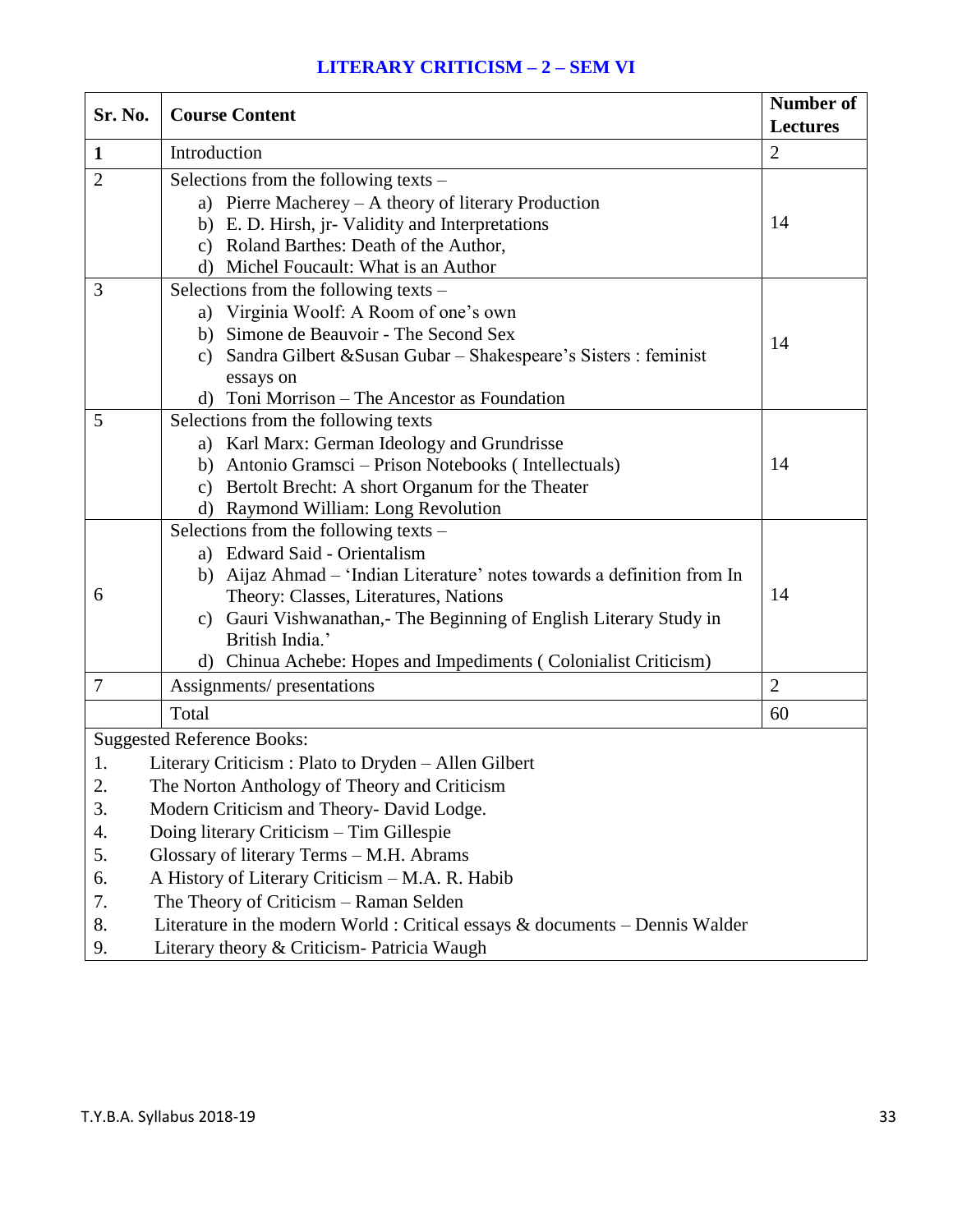# LITERARY CRITICISM – 2 – SEM VI

| Sr. No. | Course Content | Number of Lectures |
|---|---|---|
| **1** | Introduction | 2 |
| 2 | Selections from the following texts – <br> a) Pierre Macherey – A theory of literary Production <br> b) E. D. Hirsh, jr- Validity and Interpretations <br> c) Roland Barthes: Death of the Author, <br> d) Michel Foucault: What is an Author | 14 |
| 3 | Selections from the following texts – <br> a) Virginia Woolf: A Room of one's own <br> b) Simone de Beauvoir - The Second Sex <br> c) Sandra Gilbert &Susan Gubar – Shakespeare's Sisters : feminist essays on <br> d) Toni Morrison – The Ancestor as Foundation | 14 |
| 5 | Selections from the following texts <br> a) Karl Marx: German Ideology and Grundrisse <br> b) Antonio Gramsci – Prison Notebooks ( Intellectuals) <br> c) Bertolt Brecht: A short Organum for the Theater <br> d) Raymond William: Long Revolution | 14 |
| 6 | Selections from the following texts – <br> a) Edward Said - Orientalism <br> b) Aijaz Ahmad – 'Indian Literature' notes towards a definition from In Theory: Classes, Literatures, Nations <br> c) Gauri Vishwanathan,- The Beginning of English Literary Study in British India.' <br> d) Chinua Achebe: Hopes and Impediments ( Colonialist Criticism) | 14 |
| 7 | Assignments/ presentations | 2 |
| | Total | 60 |

Suggested Reference Books:

1. Literary Criticism : Plato to Dryden – Allen Gilbert
2. The Norton Anthology of Theory and Criticism
3. Modern Criticism and Theory- David Lodge.
4. Doing literary Criticism – Tim Gillespie
5. Glossary of literary Terms – M.H. Abrams
6. A History of Literary Criticism – M.A. R. Habib
7. The Theory of Criticism – Raman Selden
8. Literature in the modern World : Critical essays & documents – Dennis Walder
9. Literary theory & Criticism- Patricia Waugh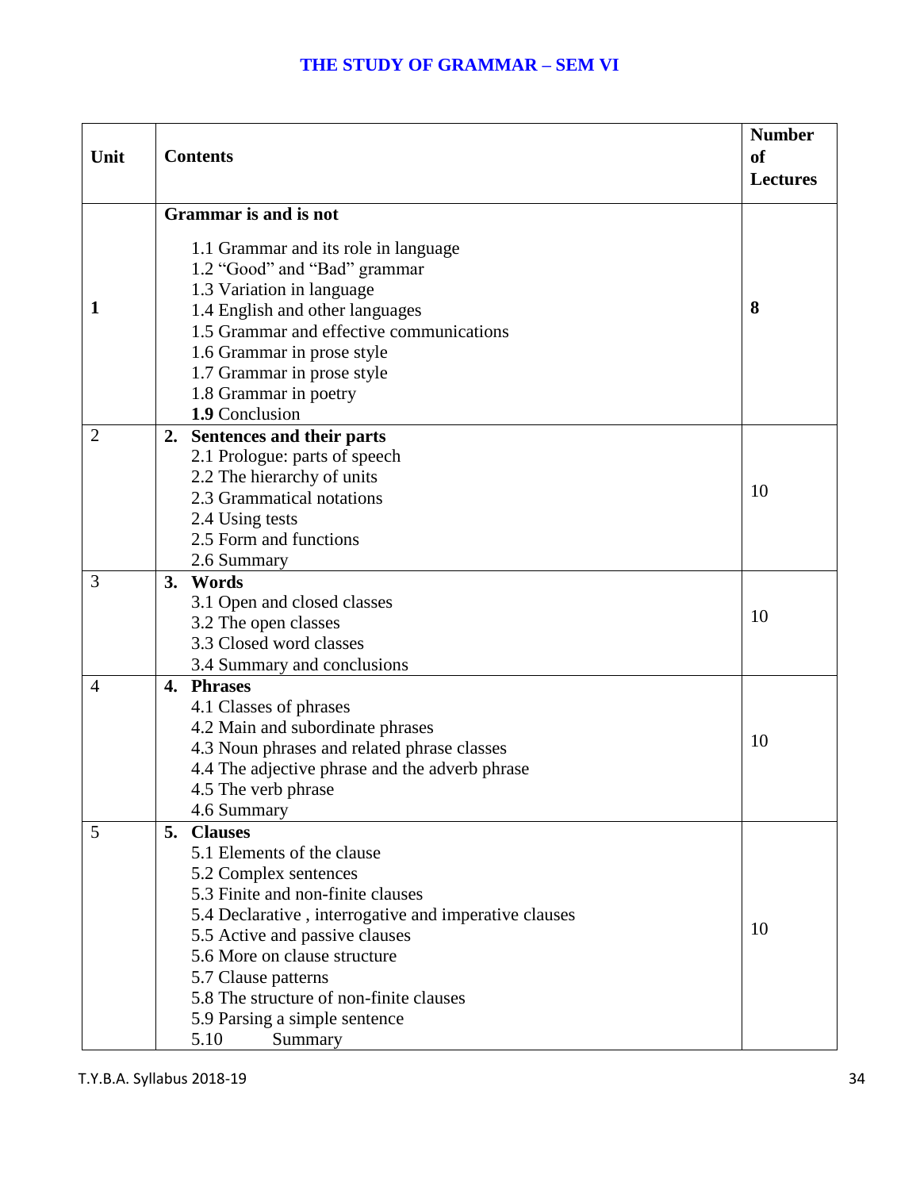# THE STUDY OF GRAMMAR – SEM VI

| Unit | Contents | Number of Lectures |
|---|---|---|
| 1 | **Grammar is and is not**<br>1.1 Grammar and its role in language<br>1.2 "Good" and "Bad" grammar<br>1.3 Variation in language<br>1.4 English and other languages<br>1.5 Grammar and effective communications<br>1.6 Grammar in prose style<br>1.7 Grammar in prose style<br>1.8 Grammar in poetry<br>**1.9** Conclusion | **8** |
| 2 | **2. Sentences and their parts**<br>2.1 Prologue: parts of speech<br>2.2 The hierarchy of units<br>2.3 Grammatical notations<br>2.4 Using tests<br>2.5 Form and functions<br>2.6 Summary | 10 |
| 3 | **3. Words**<br>3.1 Open and closed classes<br>3.2 The open classes<br>3.3 Closed word classes<br>3.4 Summary and conclusions | 10 |
| 4 | **4. Phrases**<br>4.1 Classes of phrases<br>4.2 Main and subordinate phrases<br>4.3 Noun phrases and related phrase classes<br>4.4 The adjective phrase and the adverb phrase<br>4.5 The verb phrase<br>4.6 Summary | 10 |
| 5 | **5. Clauses**<br>5.1 Elements of the clause<br>5.2 Complex sentences<br>5.3 Finite and non-finite clauses<br>5.4 Declarative , interrogative and imperative clauses<br>5.5 Active and passive clauses<br>5.6 More on clause structure<br>5.7 Clause patterns<br>5.8 The structure of non-finite clauses<br>5.9 Parsing a simple sentence<br>5.10 Summary | 10 |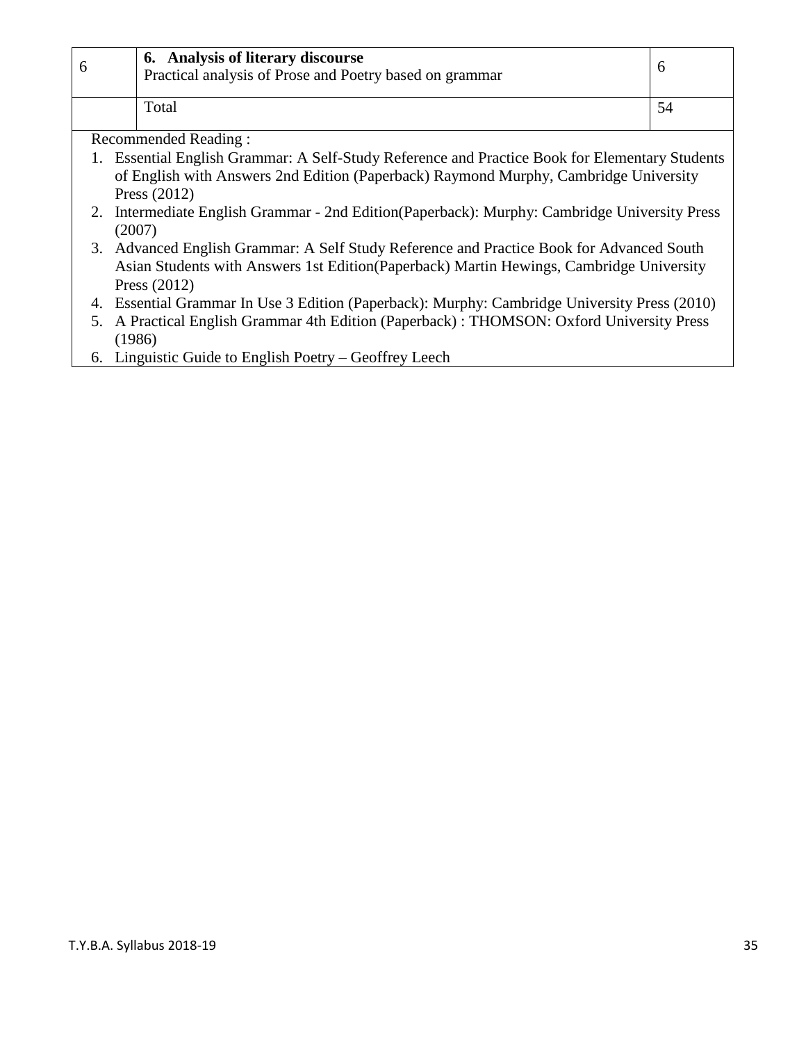| 6 | **6. Analysis of literary discourse**<br>Practical analysis of Prose and Poetry based on grammar | 6 |
|---|---|---|
| | Total | 54 |

Recommended Reading :

1. Essential English Grammar: A Self-Study Reference and Practice Book for Elementary Students of English with Answers 2nd Edition (Paperback) Raymond Murphy, Cambridge University Press (2012)
2. Intermediate English Grammar - 2nd Edition(Paperback): Murphy: Cambridge University Press (2007)
3. Advanced English Grammar: A Self Study Reference and Practice Book for Advanced South Asian Students with Answers 1st Edition(Paperback) Martin Hewings, Cambridge University Press (2012)
4. Essential Grammar In Use 3 Edition (Paperback): Murphy: Cambridge University Press (2010)
5. A Practical English Grammar 4th Edition (Paperback) : THOMSON: Oxford University Press (1986)
6. Linguistic Guide to English Poetry – Geoffrey Leech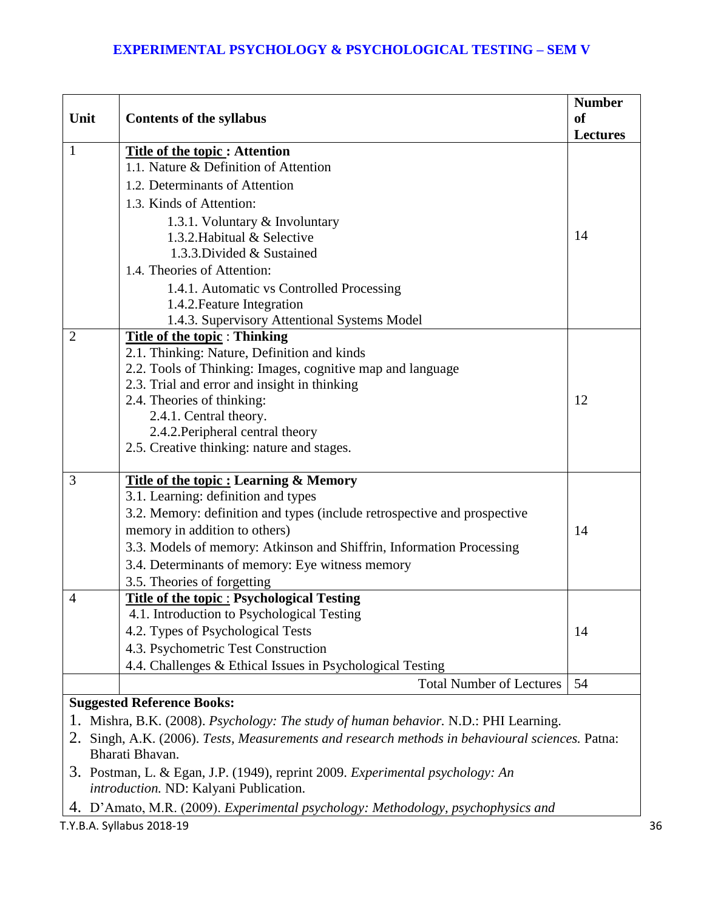# EXPERIMENTAL PSYCHOLOGY & PSYCHOLOGICAL TESTING – SEM V

| Unit | Contents of the syllabus | Number of Lectures |
|---|---|---|
| 1 | **Title of the topic : Attention**<br>1.1. Nature & Definition of Attention<br>1.2. Determinants of Attention<br>1.3. Kinds of Attention:<br>1.3.1. Voluntary & Involuntary<br>1.3.2.Habitual & Selective<br>1.3.3.Divided & Sustained<br>1.4. Theories of Attention:<br>1.4.1. Automatic vs Controlled Processing<br>1.4.2.Feature Integration<br>1.4.3. Supervisory Attentional Systems Model | 14 |
| 2 | **Title of the topic : Thinking**<br>2.1. Thinking: Nature, Definition and kinds<br>2.2. Tools of Thinking: Images, cognitive map and language<br>2.3. Trial and error and insight in thinking<br>2.4. Theories of thinking:<br>2.4.1. Central theory.<br>2.4.2.Peripheral central theory<br>2.5. Creative thinking: nature and stages. | 12 |
| 3 | **Title of the topic : Learning & Memory**<br>3.1. Learning: definition and types<br>3.2. Memory: definition and types (include retrospective and prospective memory in addition to others)<br>3.3. Models of memory: Atkinson and Shiffrin, Information Processing<br>3.4. Determinants of memory: Eye witness memory<br>3.5. Theories of forgetting | 14 |
| 4 | **Title of the topic : Psychological Testing**<br>4.1. Introduction to Psychological Testing<br>4.2. Types of Psychological Tests<br>4.3. Psychometric Test Construction<br>4.4. Challenges & Ethical Issues in Psychological Testing | 14 |
| | Total Number of Lectures | 54 |

**Suggested Reference Books:**

1. Mishra, B.K. (2008). *Psychology: The study of human behavior.* N.D.: PHI Learning.
2. Singh, A.K. (2006). *Tests, Measurements and research methods in behavioural sciences.* Patna: Bharati Bhavan.
3. Postman, L. & Egan, J.P. (1949), reprint 2009. *Experimental psychology: An introduction.* ND: Kalyani Publication.
4. D'Amato, M.R. (2009). *Experimental psychology: Methodology, psychophysics and*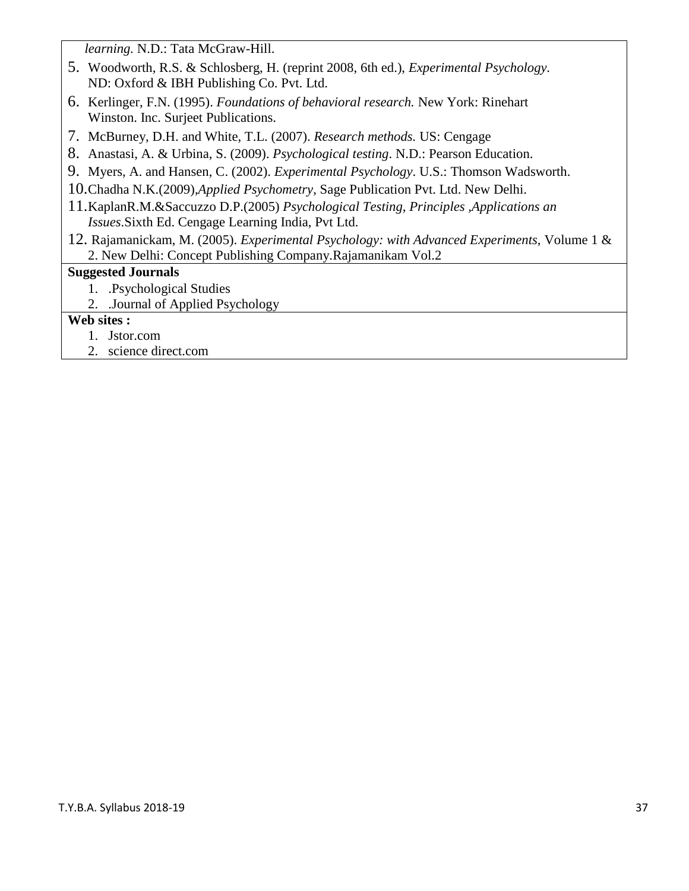*learning.* N.D.: Tata McGraw-Hill.

5. Woodworth, R.S. & Schlosberg, H. (reprint 2008, 6th ed.), *Experimental Psychology.* ND: Oxford & IBH Publishing Co. Pvt. Ltd.
6. Kerlinger, F.N. (1995). *Foundations of behavioral research.* New York: Rinehart Winston. Inc. Surjeet Publications.
7. McBurney, D.H. and White, T.L. (2007). *Research methods.* US: Cengage
8. Anastasi, A. & Urbina, S. (2009). *Psychological testing*. N.D.: Pearson Education.
9. Myers, A. and Hansen, C. (2002). *Experimental Psychology*. U.S.: Thomson Wadsworth.
10. Chadha N.K.(2009),*Applied Psychometry*, Sage Publication Pvt. Ltd. New Delhi.
11. KaplanR.M.&Saccuzzo D.P.(2005) *Psychological Testing, Principles ,Applications an Issues*.Sixth Ed. Cengage Learning India, Pvt Ltd.
12. Rajamanickam, M. (2005). *Experimental Psychology: with Advanced Experiments,* Volume 1 & 2. New Delhi: Concept Publishing Company.Rajamanikam Vol.2

**Suggested Journals**

1. .Psychological Studies
2. .Journal of Applied Psychology

**Web sites :**

1. Jstor.com
2. science direct.com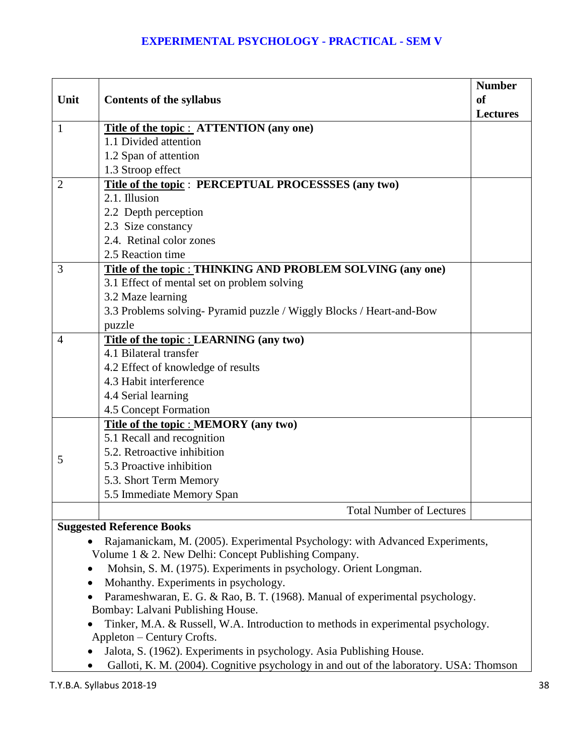# EXPERIMENTAL PSYCHOLOGY - PRACTICAL - SEM V

| Unit | Contents of the syllabus | Number of Lectures |
|---|---|---|
| 1 | **Title of the topic : ATTENTION (any one)**<br>1.1 Divided attention<br>1.2 Span of attention<br>1.3 Stroop effect | |
| 2 | **Title of the topic : PERCEPTUAL PROCESSSES (any two)**<br>2.1. Illusion<br>2.2 Depth perception<br>2.3 Size constancy<br>2.4. Retinal color zones<br>2.5 Reaction time | |
| 3 | **Title of the topic : THINKING AND PROBLEM SOLVING (any one)**<br>3.1 Effect of mental set on problem solving<br>3.2 Maze learning<br>3.3 Problems solving- Pyramid puzzle / Wiggly Blocks / Heart-and-Bow puzzle | |
| 4 | **Title of the topic : LEARNING (any two)**<br>4.1 Bilateral transfer<br>4.2 Effect of knowledge of results<br>4.3 Habit interference<br>4.4 Serial learning<br>4.5 Concept Formation | |
| 5 | **Title of the topic : MEMORY (any two)**<br>5.1 Recall and recognition<br>5.2. Retroactive inhibition<br>5.3 Proactive inhibition<br>5.3. Short Term Memory<br>5.5 Immediate Memory Span | |
| | Total Number of Lectures | |

**Suggested Reference Books**

- Rajamanickam, M. (2005). Experimental Psychology: with Advanced Experiments, Volume 1 & 2. New Delhi: Concept Publishing Company.
- Mohsin, S. M. (1975). Experiments in psychology. Orient Longman.
- Mohanthy. Experiments in psychology.
- Parameshwaran, E. G. & Rao, B. T. (1968). Manual of experimental psychology. Bombay: Lalvani Publishing House.
- Tinker, M.A. & Russell, W.A. Introduction to methods in experimental psychology. Appleton – Century Crofts.
- Jalota, S. (1962). Experiments in psychology. Asia Publishing House.
- Galloti, K. M. (2004). Cognitive psychology in and out of the laboratory. USA: Thomson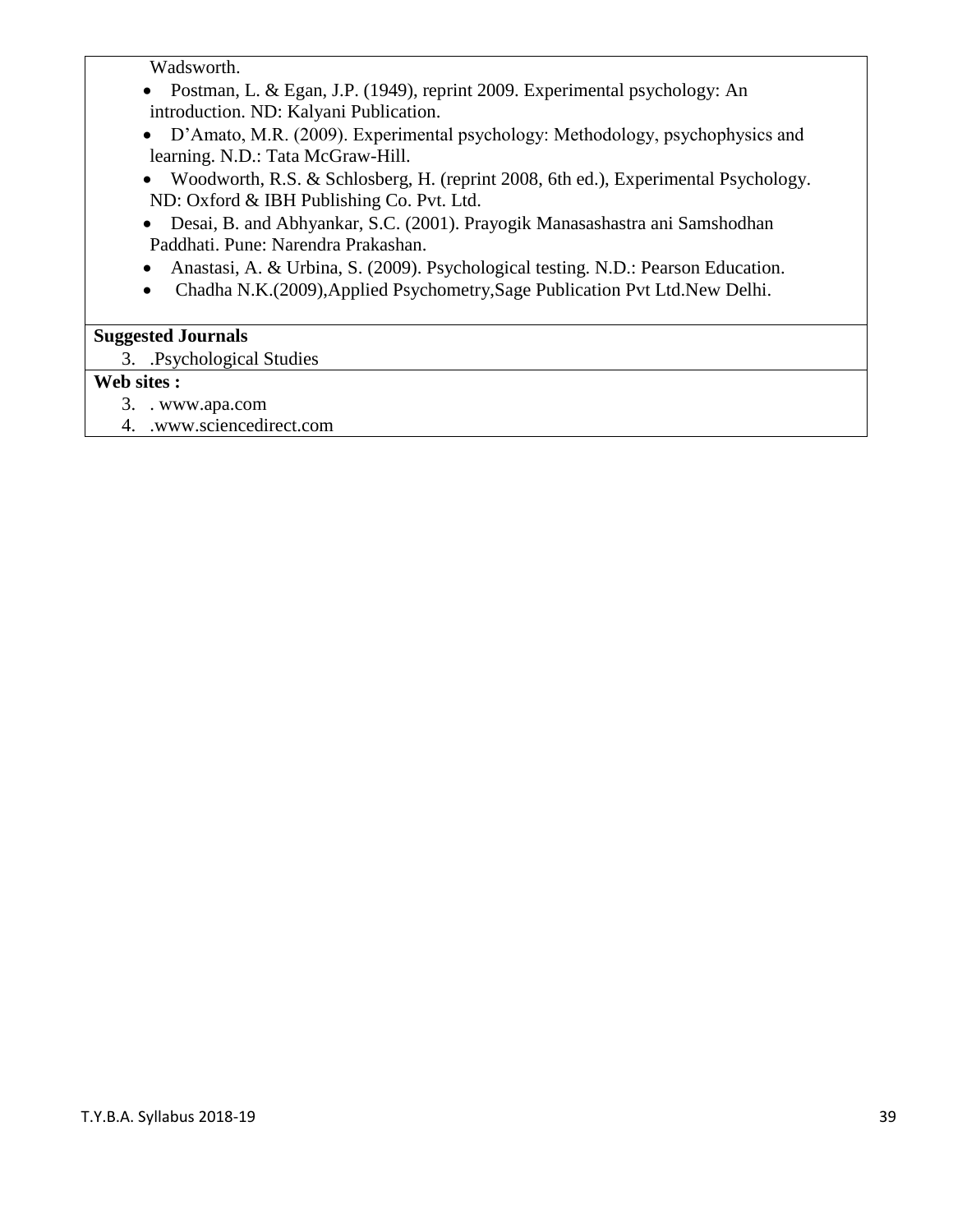Wadsworth.

- Postman, L. & Egan, J.P. (1949), reprint 2009. Experimental psychology: An introduction. ND: Kalyani Publication.
- D'Amato, M.R. (2009). Experimental psychology: Methodology, psychophysics and learning. N.D.: Tata McGraw-Hill.
- Woodworth, R.S. & Schlosberg, H. (reprint 2008, 6th ed.), Experimental Psychology. ND: Oxford & IBH Publishing Co. Pvt. Ltd.
- Desai, B. and Abhyankar, S.C. (2001). Prayogik Manasashastra ani Samshodhan Paddhati. Pune: Narendra Prakashan.
- Anastasi, A. & Urbina, S. (2009). Psychological testing. N.D.: Pearson Education.
- Chadha N.K.(2009),Applied Psychometry,Sage Publication Pvt Ltd.New Delhi.

**Suggested Journals**

3. .Psychological Studies

**Web sites :**

3. . www.apa.com
4. .www.sciencedirect.com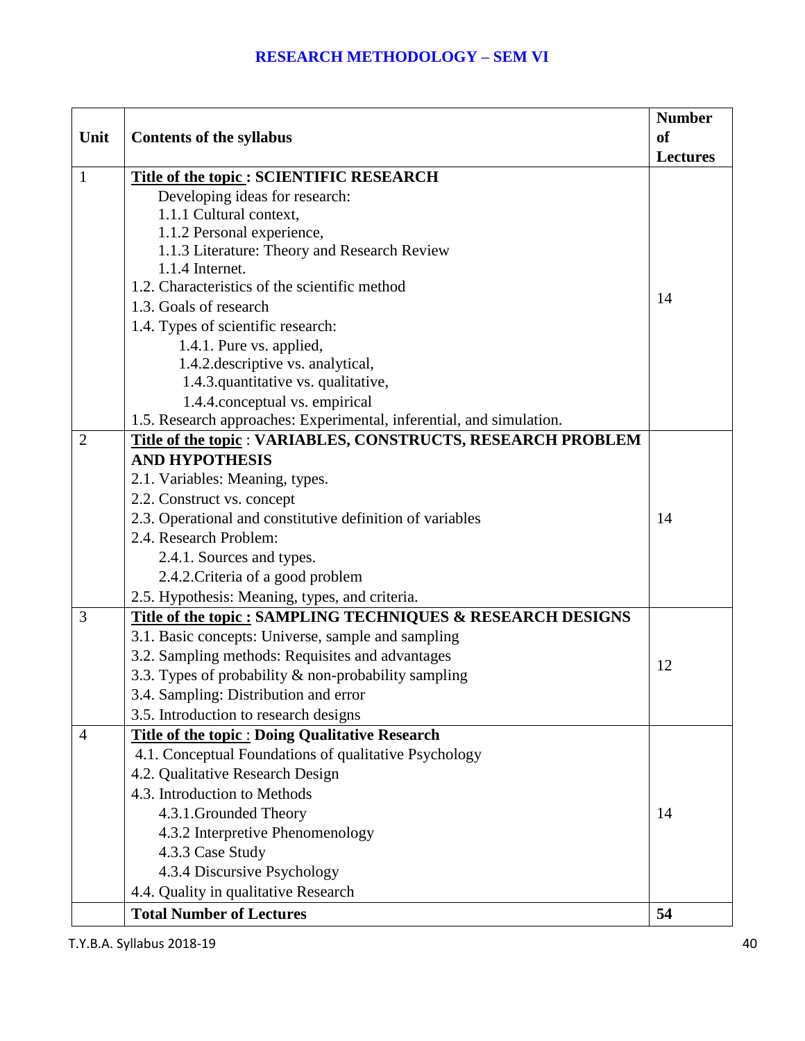# RESEARCH METHODOLOGY – SEM VI

| Unit | Contents of the syllabus | Number of Lectures |
|---|---|---|
| 1 | **Title of the topic : SCIENTIFIC RESEARCH**<br>Developing ideas for research:<br>1.1.1 Cultural context,<br>1.1.2 Personal experience,<br>1.1.3 Literature: Theory and Research Review<br>1.1.4 Internet.<br>1.2. Characteristics of the scientific method<br>1.3. Goals of research<br>1.4. Types of scientific research:<br>1.4.1. Pure vs. applied,<br>1.4.2.descriptive vs. analytical,<br>1.4.3.quantitative vs. qualitative,<br>1.4.4.conceptual vs. empirical<br>1.5. Research approaches: Experimental, inferential, and simulation. | 14 |
| 2 | **Title of the topic : VARIABLES, CONSTRUCTS, RESEARCH PROBLEM AND HYPOTHESIS**<br>2.1. Variables: Meaning, types.<br>2.2. Construct vs. concept<br>2.3. Operational and constitutive definition of variables<br>2.4. Research Problem:<br>2.4.1. Sources and types.<br>2.4.2.Criteria of a good problem<br>2.5. Hypothesis: Meaning, types, and criteria. | 14 |
| 3 | **Title of the topic : SAMPLING TECHNIQUES & RESEARCH DESIGNS**<br>3.1. Basic concepts: Universe, sample and sampling<br>3.2. Sampling methods: Requisites and advantages<br>3.3. Types of probability & non-probability sampling<br>3.4. Sampling: Distribution and error<br>3.5. Introduction to research designs | 12 |
| 4 | **Title of the topic : Doing Qualitative Research**<br>4.1. Conceptual Foundations of qualitative Psychology<br>4.2. Qualitative Research Design<br>4.3. Introduction to Methods<br>4.3.1.Grounded Theory<br>4.3.2 Interpretive Phenomenology<br>4.3.3 Case Study<br>4.3.4 Discursive Psychology<br>4.4. Quality in qualitative Research | 14 |
| | **Total Number of Lectures** | **54** |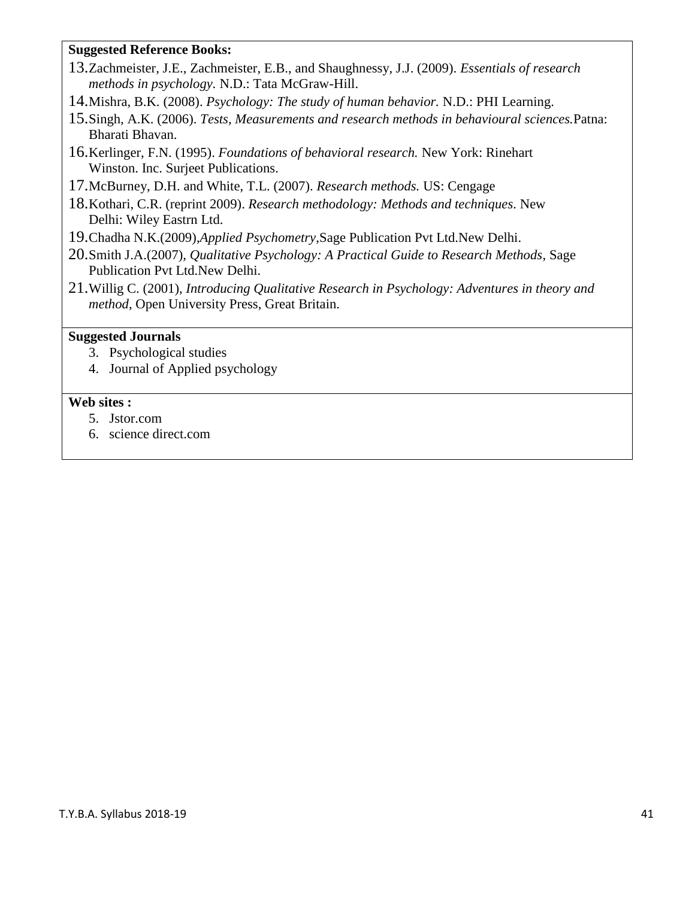**Suggested Reference Books:**

13. Zachmeister, J.E., Zachmeister, E.B., and Shaughnessy, J.J. (2009). *Essentials of research methods in psychology.* N.D.: Tata McGraw-Hill.
14. Mishra, B.K. (2008). *Psychology: The study of human behavior.* N.D.: PHI Learning.
15. Singh, A.K. (2006). *Tests, Measurements and research methods in behavioural sciences.* Patna: Bharati Bhavan.
16. Kerlinger, F.N. (1995). *Foundations of behavioral research.* New York: Rinehart Winston. Inc. Surjeet Publications.
17. McBurney, D.H. and White, T.L. (2007). *Research methods.* US: Cengage
18. Kothari, C.R. (reprint 2009). *Research methodology: Methods and techniques*. New Delhi: Wiley Eastrn Ltd.
19. Chadha N.K.(2009),*Applied Psychometry*,Sage Publication Pvt Ltd.New Delhi.
20. Smith J.A.(2007), *Qualitative Psychology: A Practical Guide to Research Methods*, Sage Publication Pvt Ltd.New Delhi.
21. Willig C. (2001), *Introducing Qualitative Research in Psychology: Adventures in theory and method*, Open University Press, Great Britain.

**Suggested Journals**

3. Psychological studies
4. Journal of Applied psychology

**Web sites :**

5. Jstor.com
6. science direct.com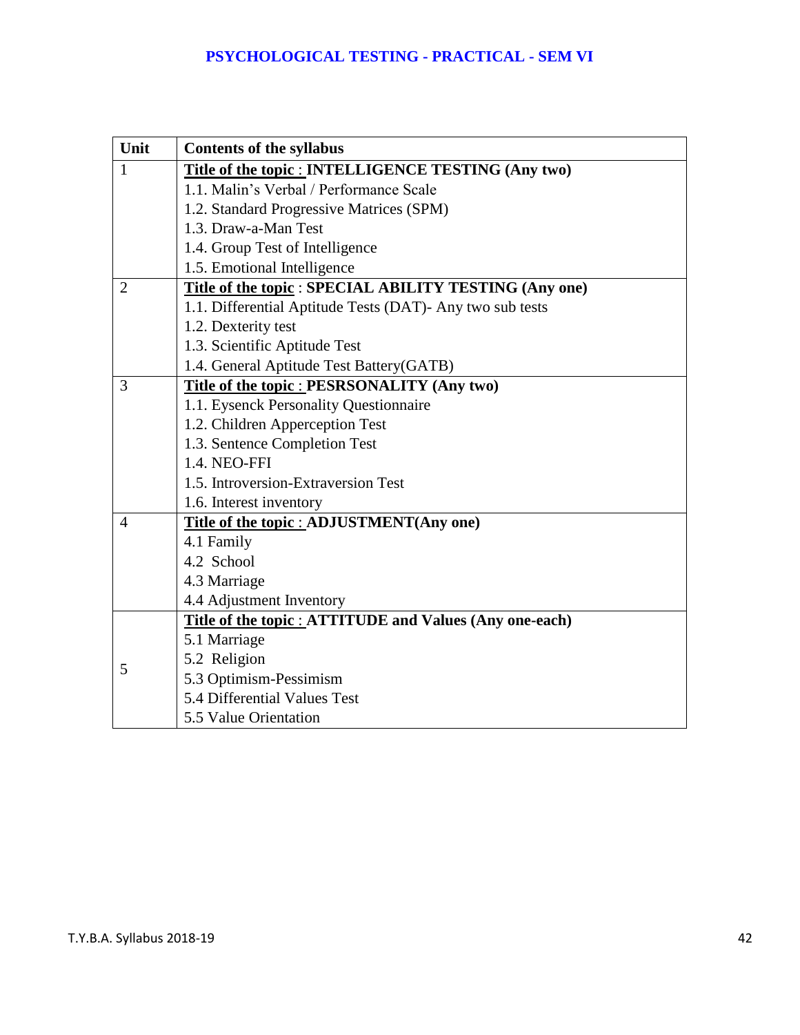## PSYCHOLOGICAL TESTING - PRACTICAL - SEM VI

| Unit | Contents of the syllabus |
|---|---|
| 1 | **Title of the topic : INTELLIGENCE TESTING (Any two)** |
| | 1.1. Malin's Verbal / Performance Scale |
| | 1.2. Standard Progressive Matrices (SPM) |
| | 1.3. Draw-a-Man Test |
| | 1.4. Group Test of Intelligence |
| | 1.5. Emotional Intelligence |
| 2 | **Title of the topic : SPECIAL ABILITY TESTING (Any one)** |
| | 1.1. Differential Aptitude Tests (DAT)- Any two sub tests |
| | 1.2. Dexterity test |
| | 1.3. Scientific Aptitude Test |
| | 1.4. General Aptitude Test Battery(GATB) |
| 3 | **Title of the topic : PESRSONALITY (Any two)** |
| | 1.1. Eysenck Personality Questionnaire |
| | 1.2. Children Apperception Test |
| | 1.3. Sentence Completion Test |
| | 1.4. NEO-FFI |
| | 1.5. Introversion-Extraversion Test |
| | 1.6. Interest inventory |
| 4 | **Title of the topic : ADJUSTMENT(Any one)** |
| | 4.1 Family |
| | 4.2 School |
| | 4.3 Marriage |
| | 4.4 Adjustment Inventory |
| 5 | **Title of the topic : ATTITUDE and Values (Any one-each)** |
| | 5.1 Marriage |
| | 5.2 Religion |
| | 5.3 Optimism-Pessimism |
| | 5.4 Differential Values Test |
| | 5.5 Value Orientation |